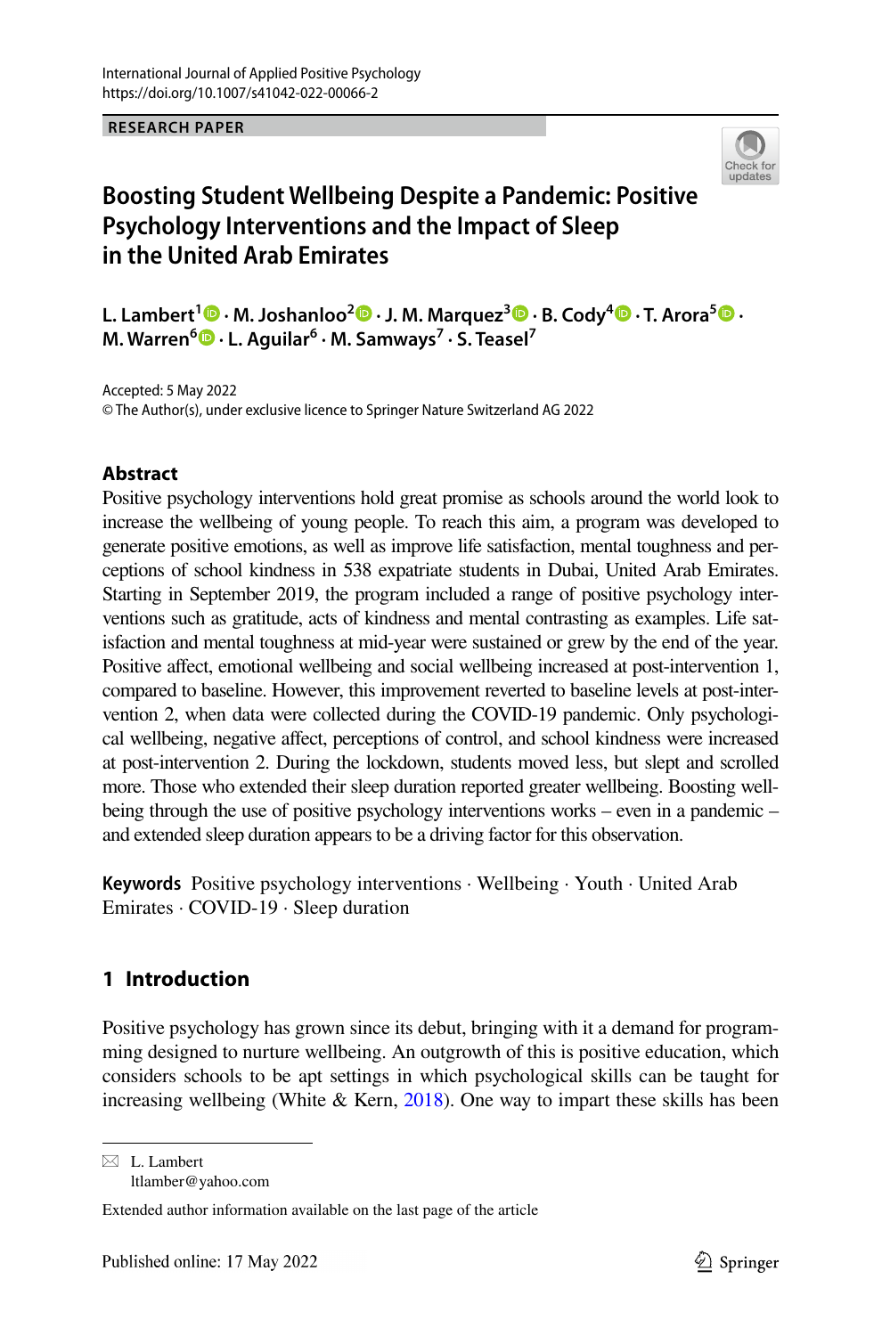International Journal of Applied Positive Psychology
https://doi.org/10.1007/s41042-022-00066-2

RESEARCH PAPER

# Boosting Student Wellbeing Despite a Pandemic: Positive Psychology Interventions and the Impact of Sleep in the United Arab Emirates

**L. Lambert[1] · M. Joshanloo[2] · J. M. Marquez[3] · B. Cody[4] · T. Arora[5] · M. Warren[6] · L. Aguilar[6] · M. Samways[7] · S. Teasel[7]**

Accepted: 5 May 2022
© The Author(s), under exclusive licence to Springer Nature Switzerland AG 2022

## Abstract

Positive psychology interventions hold great promise as schools around the world look to increase the wellbeing of young people. To reach this aim, a program was developed to generate positive emotions, as well as improve life satisfaction, mental toughness and perceptions of school kindness in 538 expatriate students in Dubai, United Arab Emirates. Starting in September 2019, the program included a range of positive psychology interventions such as gratitude, acts of kindness and mental contrasting as examples. Life satisfaction and mental toughness at mid-year were sustained or grew by the end of the year. Positive affect, emotional wellbeing and social wellbeing increased at post-intervention 1, compared to baseline. However, this improvement reverted to baseline levels at post-intervention 2, when data were collected during the COVID-19 pandemic. Only psychological wellbeing, negative affect, perceptions of control, and school kindness were increased at post-intervention 2. During the lockdown, students moved less, but slept and scrolled more. Those who extended their sleep duration reported greater wellbeing. Boosting wellbeing through the use of positive psychology interventions works – even in a pandemic – and extended sleep duration appears to be a driving factor for this observation.

**Keywords** Positive psychology interventions · Wellbeing · Youth · United Arab Emirates · COVID-19 · Sleep duration

## 1 Introduction

Positive psychology has grown since its debut, bringing with it a demand for programming designed to nurture wellbeing. An outgrowth of this is positive education, which considers schools to be apt settings in which psychological skills can be taught for increasing wellbeing (White & Kern, 2018). One way to impart these skills has been

---

✉ L. Lambert
ltlamber@yahoo.com

Extended author information available on the last page of the article

Published online: 17 May 2022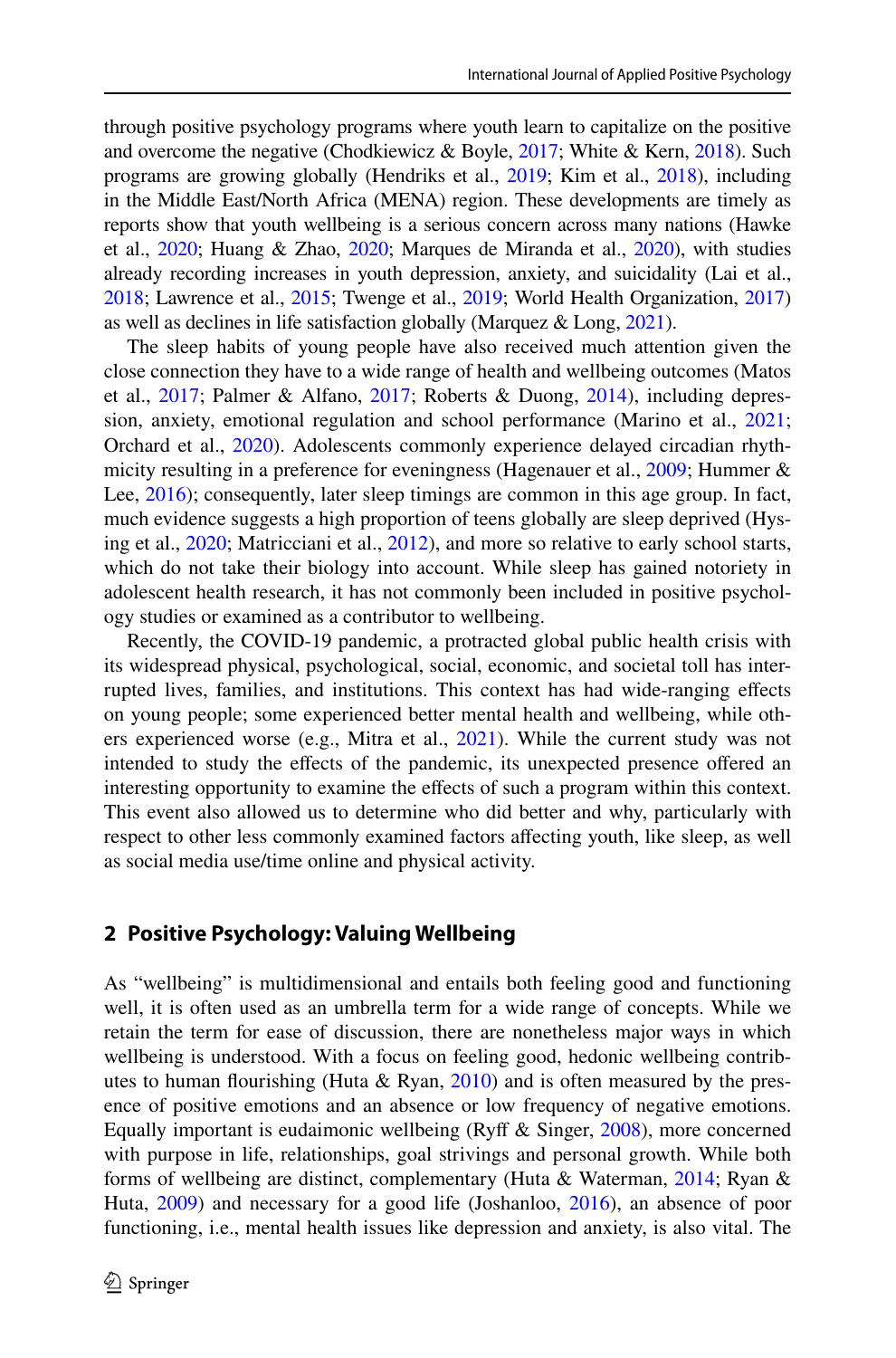through positive psychology programs where youth learn to capitalize on the positive and overcome the negative (Chodkiewicz & Boyle, 2017; White & Kern, 2018). Such programs are growing globally (Hendriks et al., 2019; Kim et al., 2018), including in the Middle East/North Africa (MENA) region. These developments are timely as reports show that youth wellbeing is a serious concern across many nations (Hawke et al., 2020; Huang & Zhao, 2020; Marques de Miranda et al., 2020), with studies already recording increases in youth depression, anxiety, and suicidality (Lai et al., 2018; Lawrence et al., 2015; Twenge et al., 2019; World Health Organization, 2017) as well as declines in life satisfaction globally (Marquez & Long, 2021).

The sleep habits of young people have also received much attention given the close connection they have to a wide range of health and wellbeing outcomes (Matos et al., 2017; Palmer & Alfano, 2017; Roberts & Duong, 2014), including depression, anxiety, emotional regulation and school performance (Marino et al., 2021; Orchard et al., 2020). Adolescents commonly experience delayed circadian rhythmicity resulting in a preference for eveningness (Hagenauer et al., 2009; Hummer & Lee, 2016); consequently, later sleep timings are common in this age group. In fact, much evidence suggests a high proportion of teens globally are sleep deprived (Hysing et al., 2020; Matricciani et al., 2012), and more so relative to early school starts, which do not take their biology into account. While sleep has gained notoriety in adolescent health research, it has not commonly been included in positive psychology studies or examined as a contributor to wellbeing.

Recently, the COVID-19 pandemic, a protracted global public health crisis with its widespread physical, psychological, social, economic, and societal toll has interrupted lives, families, and institutions. This context has had wide-ranging effects on young people; some experienced better mental health and wellbeing, while others experienced worse (e.g., Mitra et al., 2021). While the current study was not intended to study the effects of the pandemic, its unexpected presence offered an interesting opportunity to examine the effects of such a program within this context. This event also allowed us to determine who did better and why, particularly with respect to other less commonly examined factors affecting youth, like sleep, as well as social media use/time online and physical activity.

## 2 Positive Psychology: Valuing Wellbeing

As "wellbeing" is multidimensional and entails both feeling good and functioning well, it is often used as an umbrella term for a wide range of concepts. While we retain the term for ease of discussion, there are nonetheless major ways in which wellbeing is understood. With a focus on feeling good, hedonic wellbeing contributes to human flourishing (Huta & Ryan, 2010) and is often measured by the presence of positive emotions and an absence or low frequency of negative emotions. Equally important is eudaimonic wellbeing (Ryff & Singer, 2008), more concerned with purpose in life, relationships, goal strivings and personal growth. While both forms of wellbeing are distinct, complementary (Huta & Waterman, 2014; Ryan & Huta, 2009) and necessary for a good life (Joshanloo, 2016), an absence of poor functioning, i.e., mental health issues like depression and anxiety, is also vital. The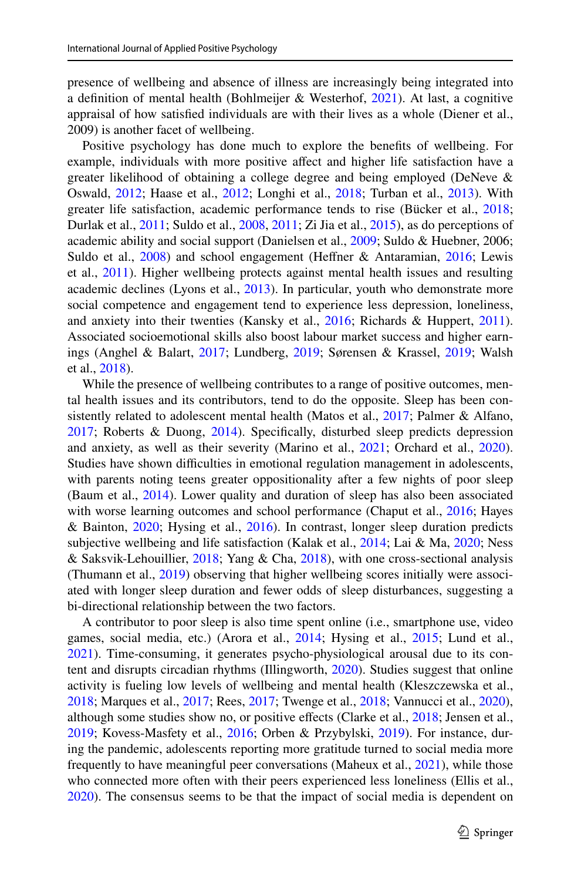presence of wellbeing and absence of illness are increasingly being integrated into a definition of mental health (Bohlmeijer & Westerhof, 2021). At last, a cognitive appraisal of how satisfied individuals are with their lives as a whole (Diener et al., 2009) is another facet of wellbeing.

Positive psychology has done much to explore the benefits of wellbeing. For example, individuals with more positive affect and higher life satisfaction have a greater likelihood of obtaining a college degree and being employed (DeNeve & Oswald, 2012; Haase et al., 2012; Longhi et al., 2018; Turban et al., 2013). With greater life satisfaction, academic performance tends to rise (Bücker et al., 2018; Durlak et al., 2011; Suldo et al., 2008, 2011; Zi Jia et al., 2015), as do perceptions of academic ability and social support (Danielsen et al., 2009; Suldo & Huebner, 2006; Suldo et al., 2008) and school engagement (Heffner & Antaramian, 2016; Lewis et al., 2011). Higher wellbeing protects against mental health issues and resulting academic declines (Lyons et al., 2013). In particular, youth who demonstrate more social competence and engagement tend to experience less depression, loneliness, and anxiety into their twenties (Kansky et al., 2016; Richards & Huppert, 2011). Associated socioemotional skills also boost labour market success and higher earnings (Anghel & Balart, 2017; Lundberg, 2019; Sørensen & Krassel, 2019; Walsh et al., 2018).

While the presence of wellbeing contributes to a range of positive outcomes, mental health issues and its contributors, tend to do the opposite. Sleep has been consistently related to adolescent mental health (Matos et al., 2017; Palmer & Alfano, 2017; Roberts & Duong, 2014). Specifically, disturbed sleep predicts depression and anxiety, as well as their severity (Marino et al., 2021; Orchard et al., 2020). Studies have shown difficulties in emotional regulation management in adolescents, with parents noting teens greater oppositionality after a few nights of poor sleep (Baum et al., 2014). Lower quality and duration of sleep has also been associated with worse learning outcomes and school performance (Chaput et al., 2016; Hayes & Bainton, 2020; Hysing et al., 2016). In contrast, longer sleep duration predicts subjective wellbeing and life satisfaction (Kalak et al., 2014; Lai & Ma, 2020; Ness & Saksvik-Lehouillier, 2018; Yang & Cha, 2018), with one cross-sectional analysis (Thumann et al., 2019) observing that higher wellbeing scores initially were associated with longer sleep duration and fewer odds of sleep disturbances, suggesting a bi-directional relationship between the two factors.

A contributor to poor sleep is also time spent online (i.e., smartphone use, video games, social media, etc.) (Arora et al., 2014; Hysing et al., 2015; Lund et al., 2021). Time-consuming, it generates psycho-physiological arousal due to its content and disrupts circadian rhythms (Illingworth, 2020). Studies suggest that online activity is fueling low levels of wellbeing and mental health (Kleszczewska et al., 2018; Marques et al., 2017; Rees, 2017; Twenge et al., 2018; Vannucci et al., 2020), although some studies show no, or positive effects (Clarke et al., 2018; Jensen et al., 2019; Kovess-Masfety et al., 2016; Orben & Przybylski, 2019). For instance, during the pandemic, adolescents reporting more gratitude turned to social media more frequently to have meaningful peer conversations (Maheux et al., 2021), while those who connected more often with their peers experienced less loneliness (Ellis et al., 2020). The consensus seems to be that the impact of social media is dependent on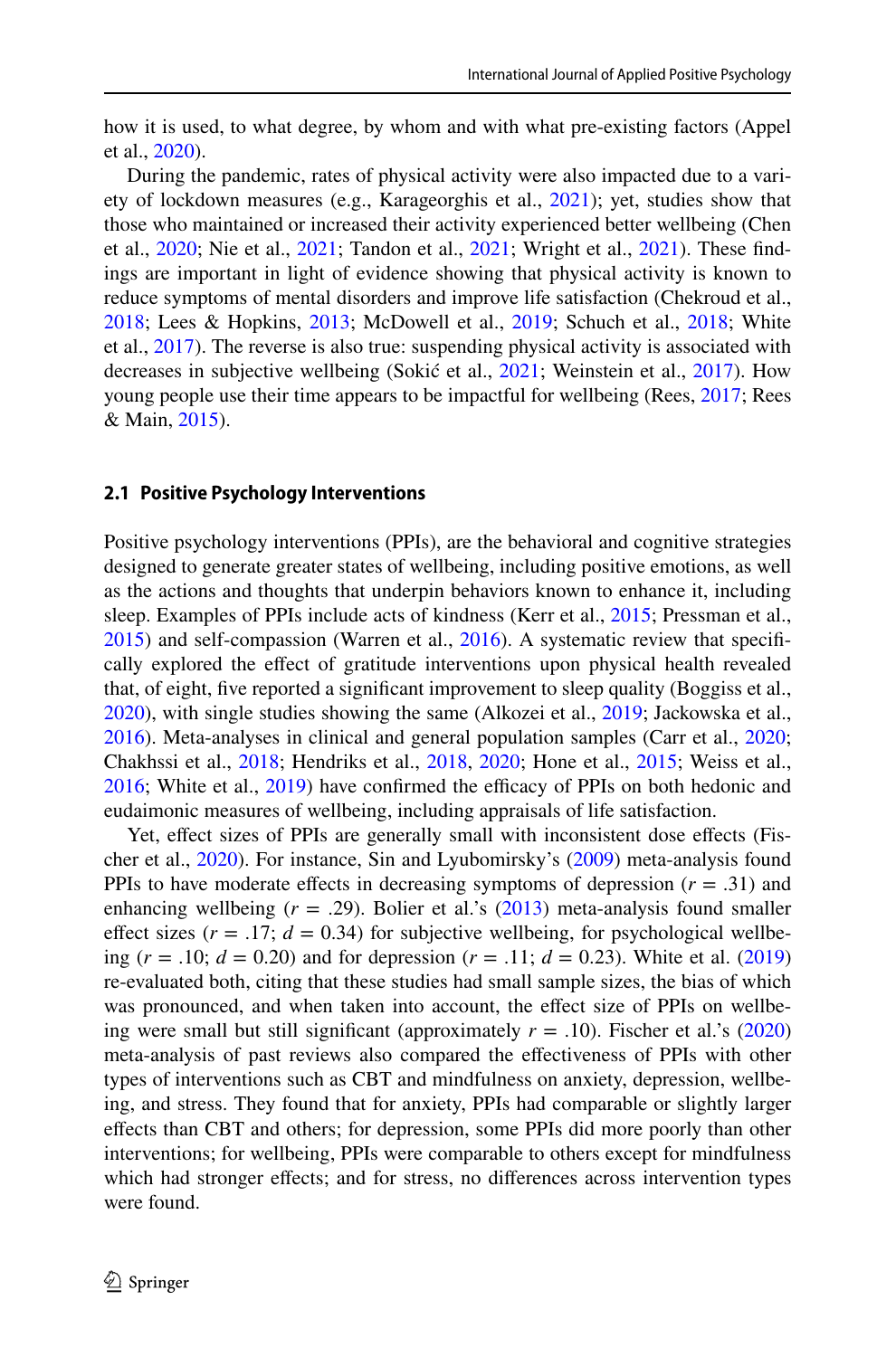how it is used, to what degree, by whom and with what pre-existing factors (Appel et al., 2020).

During the pandemic, rates of physical activity were also impacted due to a variety of lockdown measures (e.g., Karageorghis et al., 2021); yet, studies show that those who maintained or increased their activity experienced better wellbeing (Chen et al., 2020; Nie et al., 2021; Tandon et al., 2021; Wright et al., 2021). These findings are important in light of evidence showing that physical activity is known to reduce symptoms of mental disorders and improve life satisfaction (Chekroud et al., 2018; Lees & Hopkins, 2013; McDowell et al., 2019; Schuch et al., 2018; White et al., 2017). The reverse is also true: suspending physical activity is associated with decreases in subjective wellbeing (Sokić et al., 2021; Weinstein et al., 2017). How young people use their time appears to be impactful for wellbeing (Rees, 2017; Rees & Main, 2015).

### 2.1 Positive Psychology Interventions

Positive psychology interventions (PPIs), are the behavioral and cognitive strategies designed to generate greater states of wellbeing, including positive emotions, as well as the actions and thoughts that underpin behaviors known to enhance it, including sleep. Examples of PPIs include acts of kindness (Kerr et al., 2015; Pressman et al., 2015) and self-compassion (Warren et al., 2016). A systematic review that specifically explored the effect of gratitude interventions upon physical health revealed that, of eight, five reported a significant improvement to sleep quality (Boggiss et al., 2020), with single studies showing the same (Alkozei et al., 2019; Jackowska et al., 2016). Meta-analyses in clinical and general population samples (Carr et al., 2020; Chakhssi et al., 2018; Hendriks et al., 2018, 2020; Hone et al., 2015; Weiss et al., 2016; White et al., 2019) have confirmed the efficacy of PPIs on both hedonic and eudaimonic measures of wellbeing, including appraisals of life satisfaction.

Yet, effect sizes of PPIs are generally small with inconsistent dose effects (Fischer et al., 2020). For instance, Sin and Lyubomirsky's (2009) meta-analysis found PPIs to have moderate effects in decreasing symptoms of depression ($r$ = .31) and enhancing wellbeing ($r$ = .29). Bolier et al.'s (2013) meta-analysis found smaller effect sizes ($r$ = .17; $d$ = 0.34) for subjective wellbeing, for psychological wellbeing ($r$ = .10; $d$ = 0.20) and for depression ($r$ = .11; $d$ = 0.23). White et al. (2019) re-evaluated both, citing that these studies had small sample sizes, the bias of which was pronounced, and when taken into account, the effect size of PPIs on wellbeing were small but still significant (approximately $r$ = .10). Fischer et al.'s (2020) meta-analysis of past reviews also compared the effectiveness of PPIs with other types of interventions such as CBT and mindfulness on anxiety, depression, wellbeing, and stress. They found that for anxiety, PPIs had comparable or slightly larger effects than CBT and others; for depression, some PPIs did more poorly than other interventions; for wellbeing, PPIs were comparable to others except for mindfulness which had stronger effects; and for stress, no differences across intervention types were found.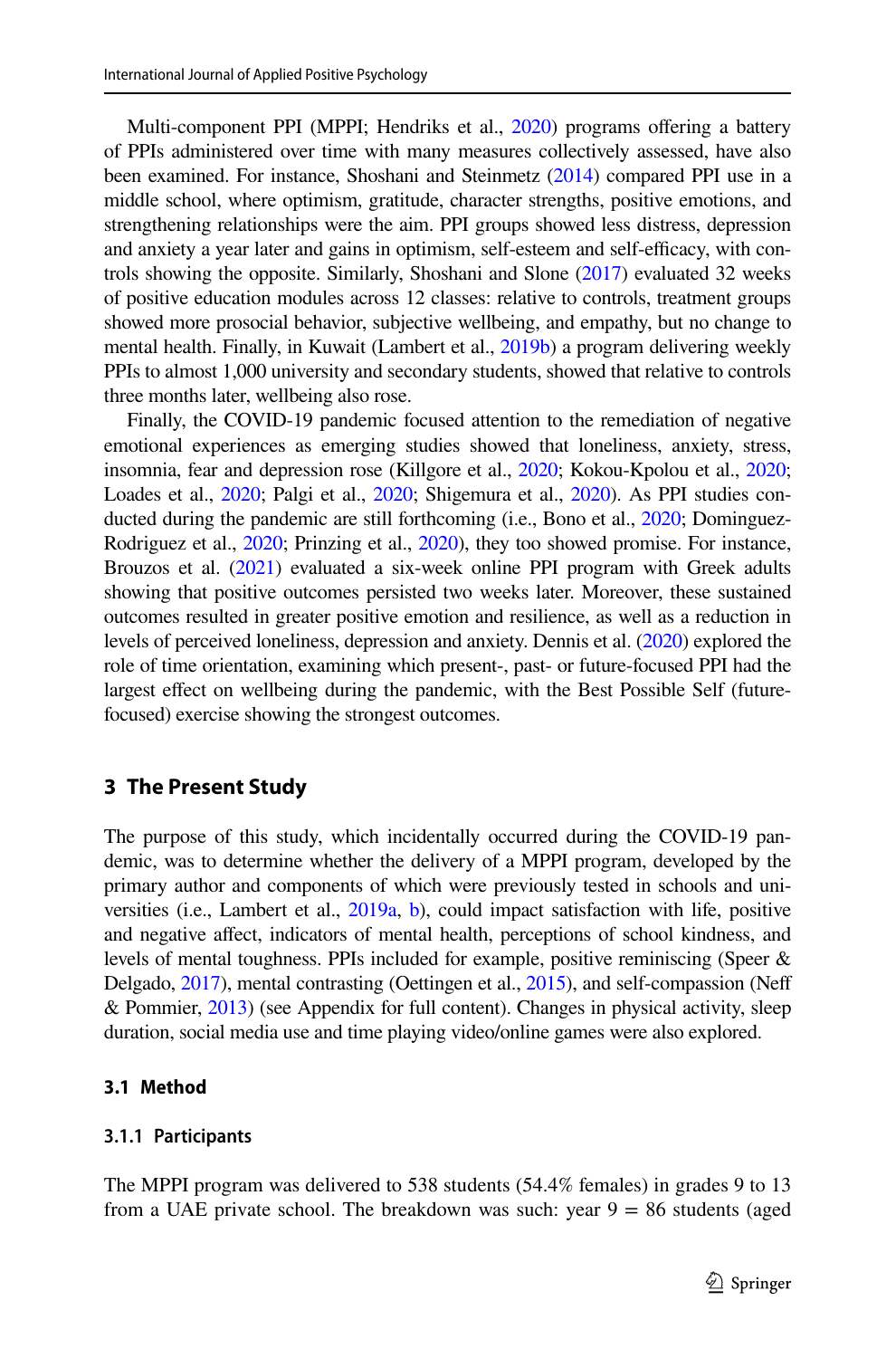Multi-component PPI (MPPI; Hendriks et al., 2020) programs offering a battery of PPIs administered over time with many measures collectively assessed, have also been examined. For instance, Shoshani and Steinmetz (2014) compared PPI use in a middle school, where optimism, gratitude, character strengths, positive emotions, and strengthening relationships were the aim. PPI groups showed less distress, depression and anxiety a year later and gains in optimism, self-esteem and self-efficacy, with controls showing the opposite. Similarly, Shoshani and Slone (2017) evaluated 32 weeks of positive education modules across 12 classes: relative to controls, treatment groups showed more prosocial behavior, subjective wellbeing, and empathy, but no change to mental health. Finally, in Kuwait (Lambert et al., 2019b) a program delivering weekly PPIs to almost 1,000 university and secondary students, showed that relative to controls three months later, wellbeing also rose.

Finally, the COVID-19 pandemic focused attention to the remediation of negative emotional experiences as emerging studies showed that loneliness, anxiety, stress, insomnia, fear and depression rose (Killgore et al., 2020; Kokou-Kpolou et al., 2020; Loades et al., 2020; Palgi et al., 2020; Shigemura et al., 2020). As PPI studies conducted during the pandemic are still forthcoming (i.e., Bono et al., 2020; Dominguez-Rodriguez et al., 2020; Prinzing et al., 2020), they too showed promise. For instance, Brouzos et al. (2021) evaluated a six-week online PPI program with Greek adults showing that positive outcomes persisted two weeks later. Moreover, these sustained outcomes resulted in greater positive emotion and resilience, as well as a reduction in levels of perceived loneliness, depression and anxiety. Dennis et al. (2020) explored the role of time orientation, examining which present-, past- or future-focused PPI had the largest effect on wellbeing during the pandemic, with the Best Possible Self (future-focused) exercise showing the strongest outcomes.

## 3 The Present Study

The purpose of this study, which incidentally occurred during the COVID-19 pandemic, was to determine whether the delivery of a MPPI program, developed by the primary author and components of which were previously tested in schools and universities (i.e., Lambert et al., 2019a, b), could impact satisfaction with life, positive and negative affect, indicators of mental health, perceptions of school kindness, and levels of mental toughness. PPIs included for example, positive reminiscing (Speer & Delgado, 2017), mental contrasting (Oettingen et al., 2015), and self-compassion (Neff & Pommier, 2013) (see Appendix for full content). Changes in physical activity, sleep duration, social media use and time playing video/online games were also explored.

### 3.1 Method

#### 3.1.1 Participants

The MPPI program was delivered to 538 students (54.4% females) in grades 9 to 13 from a UAE private school. The breakdown was such: year 9 = 86 students (aged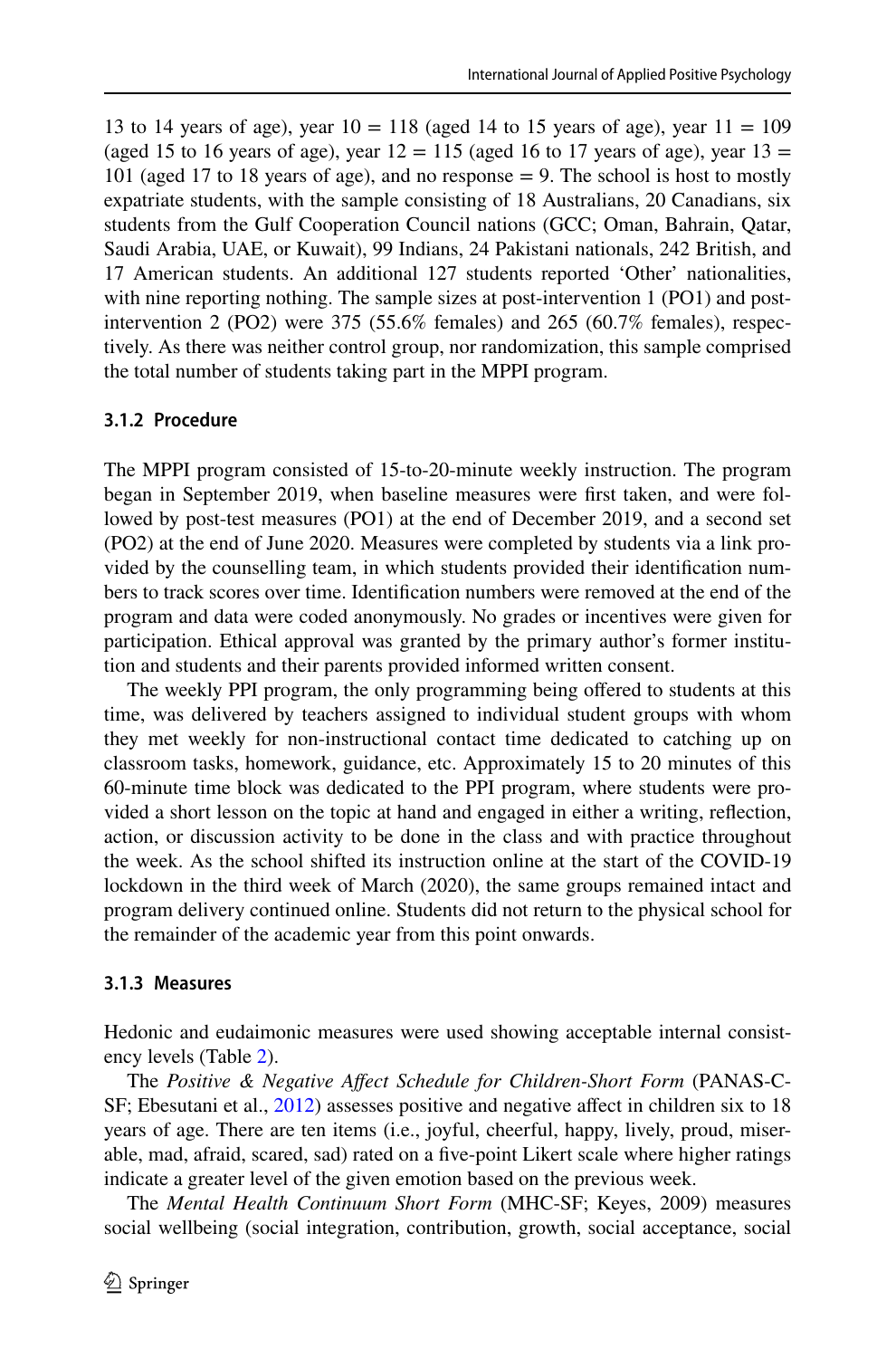13 to 14 years of age), year 10 = 118 (aged 14 to 15 years of age), year 11 = 109 (aged 15 to 16 years of age), year 12 = 115 (aged 16 to 17 years of age), year 13 = 101 (aged 17 to 18 years of age), and no response = 9. The school is host to mostly expatriate students, with the sample consisting of 18 Australians, 20 Canadians, six students from the Gulf Cooperation Council nations (GCC; Oman, Bahrain, Qatar, Saudi Arabia, UAE, or Kuwait), 99 Indians, 24 Pakistani nationals, 242 British, and 17 American students. An additional 127 students reported 'Other' nationalities, with nine reporting nothing. The sample sizes at post-intervention 1 (PO1) and post-intervention 2 (PO2) were 375 (55.6% females) and 265 (60.7% females), respectively. As there was neither control group, nor randomization, this sample comprised the total number of students taking part in the MPPI program.

#### 3.1.2 Procedure

The MPPI program consisted of 15-to-20-minute weekly instruction. The program began in September 2019, when baseline measures were first taken, and were followed by post-test measures (PO1) at the end of December 2019, and a second set (PO2) at the end of June 2020. Measures were completed by students via a link provided by the counselling team, in which students provided their identification numbers to track scores over time. Identification numbers were removed at the end of the program and data were coded anonymously. No grades or incentives were given for participation. Ethical approval was granted by the primary author's former institution and students and their parents provided informed written consent.

The weekly PPI program, the only programming being offered to students at this time, was delivered by teachers assigned to individual student groups with whom they met weekly for non-instructional contact time dedicated to catching up on classroom tasks, homework, guidance, etc. Approximately 15 to 20 minutes of this 60-minute time block was dedicated to the PPI program, where students were provided a short lesson on the topic at hand and engaged in either a writing, reflection, action, or discussion activity to be done in the class and with practice throughout the week. As the school shifted its instruction online at the start of the COVID-19 lockdown in the third week of March (2020), the same groups remained intact and program delivery continued online. Students did not return to the physical school for the remainder of the academic year from this point onwards.

#### 3.1.3 Measures

Hedonic and eudaimonic measures were used showing acceptable internal consistency levels (Table 2).

The *Positive & Negative Affect Schedule for Children-Short Form* (PANAS-C-SF; Ebesutani et al., 2012) assesses positive and negative affect in children six to 18 years of age. There are ten items (i.e., joyful, cheerful, happy, lively, proud, miserable, mad, afraid, scared, sad) rated on a five-point Likert scale where higher ratings indicate a greater level of the given emotion based on the previous week.

The *Mental Health Continuum Short Form* (MHC-SF; Keyes, 2009) measures social wellbeing (social integration, contribution, growth, social acceptance, social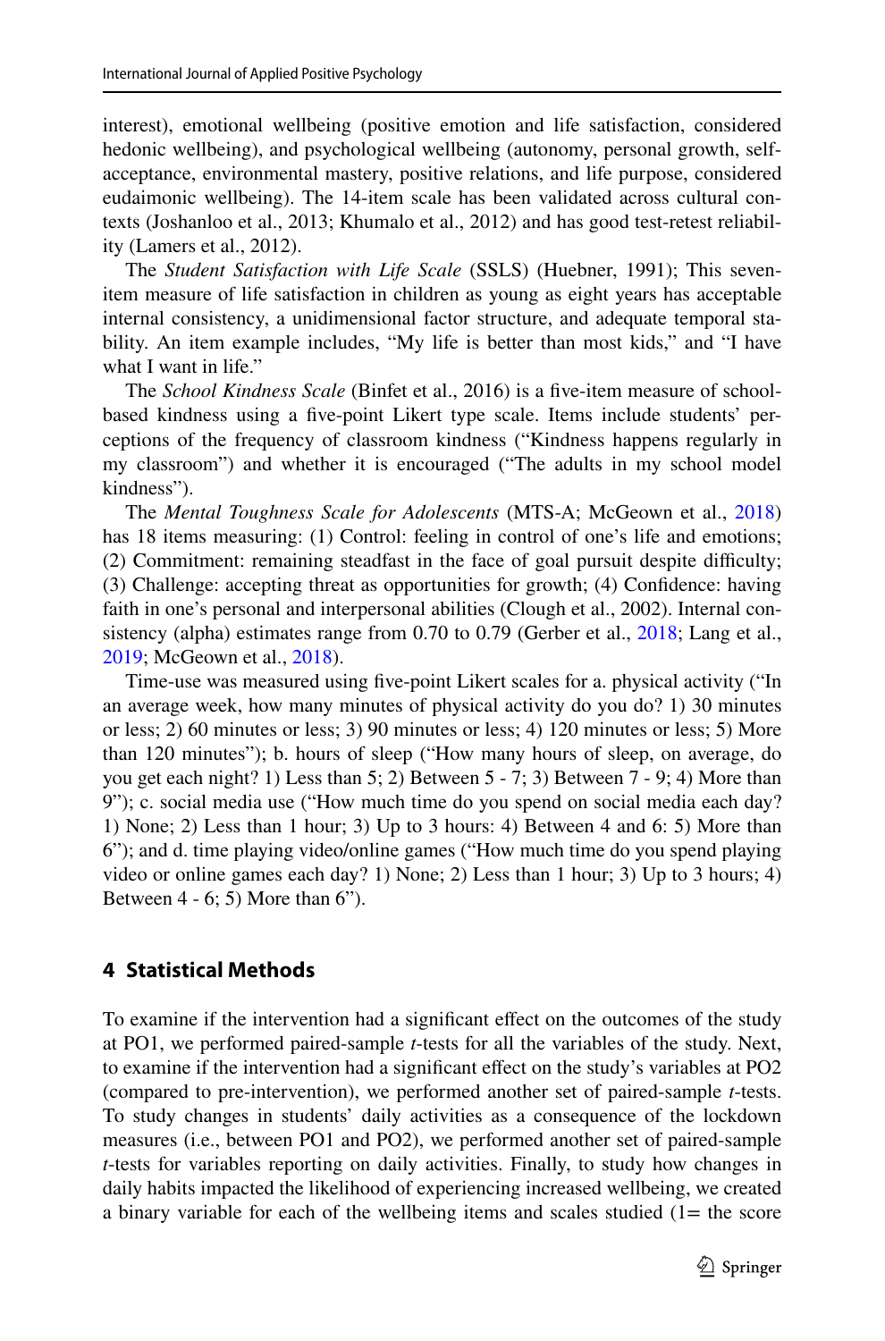interest), emotional wellbeing (positive emotion and life satisfaction, considered hedonic wellbeing), and psychological wellbeing (autonomy, personal growth, self-acceptance, environmental mastery, positive relations, and life purpose, considered eudaimonic wellbeing). The 14-item scale has been validated across cultural contexts (Joshanloo et al., 2013; Khumalo et al., 2012) and has good test-retest reliability (Lamers et al., 2012).

The *Student Satisfaction with Life Scale* (SSLS) (Huebner, 1991); This seven-item measure of life satisfaction in children as young as eight years has acceptable internal consistency, a unidimensional factor structure, and adequate temporal stability. An item example includes, "My life is better than most kids," and "I have what I want in life."

The *School Kindness Scale* (Binfet et al., 2016) is a five-item measure of school-based kindness using a five-point Likert type scale. Items include students' perceptions of the frequency of classroom kindness ("Kindness happens regularly in my classroom") and whether it is encouraged ("The adults in my school model kindness").

The *Mental Toughness Scale for Adolescents* (MTS-A; McGeown et al., 2018) has 18 items measuring: (1) Control: feeling in control of one's life and emotions; (2) Commitment: remaining steadfast in the face of goal pursuit despite difficulty; (3) Challenge: accepting threat as opportunities for growth; (4) Confidence: having faith in one's personal and interpersonal abilities (Clough et al., 2002). Internal consistency (alpha) estimates range from 0.70 to 0.79 (Gerber et al., 2018; Lang et al., 2019; McGeown et al., 2018).

Time-use was measured using five-point Likert scales for a. physical activity ("In an average week, how many minutes of physical activity do you do? 1) 30 minutes or less; 2) 60 minutes or less; 3) 90 minutes or less; 4) 120 minutes or less; 5) More than 120 minutes"); b. hours of sleep ("How many hours of sleep, on average, do you get each night? 1) Less than 5; 2) Between 5 - 7; 3) Between 7 - 9; 4) More than 9"); c. social media use ("How much time do you spend on social media each day? 1) None; 2) Less than 1 hour; 3) Up to 3 hours: 4) Between 4 and 6: 5) More than 6"); and d. time playing video/online games ("How much time do you spend playing video or online games each day? 1) None; 2) Less than 1 hour; 3) Up to 3 hours; 4) Between 4 - 6; 5) More than 6").

## 4 Statistical Methods

To examine if the intervention had a significant effect on the outcomes of the study at PO1, we performed paired-sample *t*-tests for all the variables of the study. Next, to examine if the intervention had a significant effect on the study's variables at PO2 (compared to pre-intervention), we performed another set of paired-sample *t*-tests. To study changes in students' daily activities as a consequence of the lockdown measures (i.e., between PO1 and PO2), we performed another set of paired-sample *t*-tests for variables reporting on daily activities. Finally, to study how changes in daily habits impacted the likelihood of experiencing increased wellbeing, we created a binary variable for each of the wellbeing items and scales studied (1= the score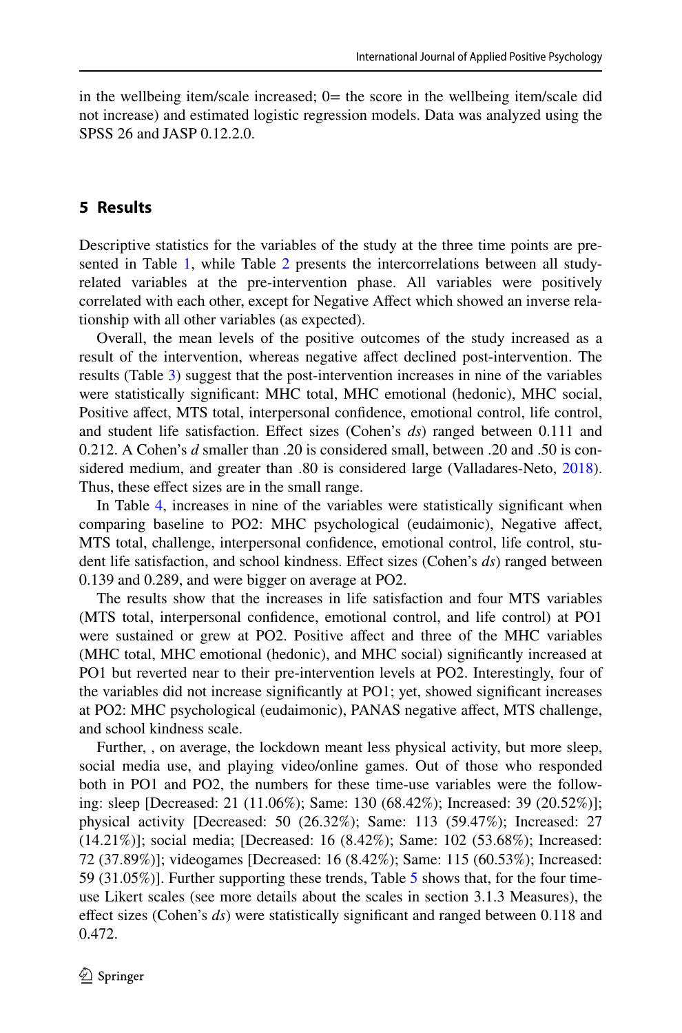in the wellbeing item/scale increased; 0= the score in the wellbeing item/scale did not increase) and estimated logistic regression models. Data was analyzed using the SPSS 26 and JASP 0.12.2.0.

## 5 Results

Descriptive statistics for the variables of the study at the three time points are presented in Table 1, while Table 2 presents the intercorrelations between all study-related variables at the pre-intervention phase. All variables were positively correlated with each other, except for Negative Affect which showed an inverse relationship with all other variables (as expected).

Overall, the mean levels of the positive outcomes of the study increased as a result of the intervention, whereas negative affect declined post-intervention. The results (Table 3) suggest that the post-intervention increases in nine of the variables were statistically significant: MHC total, MHC emotional (hedonic), MHC social, Positive affect, MTS total, interpersonal confidence, emotional control, life control, and student life satisfaction. Effect sizes (Cohen's *ds*) ranged between 0.111 and 0.212. A Cohen's *d* smaller than .20 is considered small, between .20 and .50 is considered medium, and greater than .80 is considered large (Valladares-Neto, 2018). Thus, these effect sizes are in the small range.

In Table 4, increases in nine of the variables were statistically significant when comparing baseline to PO2: MHC psychological (eudaimonic), Negative affect, MTS total, challenge, interpersonal confidence, emotional control, life control, student life satisfaction, and school kindness. Effect sizes (Cohen's *ds*) ranged between 0.139 and 0.289, and were bigger on average at PO2.

The results show that the increases in life satisfaction and four MTS variables (MTS total, interpersonal confidence, emotional control, and life control) at PO1 were sustained or grew at PO2. Positive affect and three of the MHC variables (MHC total, MHC emotional (hedonic), and MHC social) significantly increased at PO1 but reverted near to their pre-intervention levels at PO2. Interestingly, four of the variables did not increase significantly at PO1; yet, showed significant increases at PO2: MHC psychological (eudaimonic), PANAS negative affect, MTS challenge, and school kindness scale.

Further, , on average, the lockdown meant less physical activity, but more sleep, social media use, and playing video/online games. Out of those who responded both in PO1 and PO2, the numbers for these time-use variables were the following: sleep [Decreased: 21 (11.06%); Same: 130 (68.42%); Increased: 39 (20.52%)]; physical activity [Decreased: 50 (26.32%); Same: 113 (59.47%); Increased: 27 (14.21%)]; social media; [Decreased: 16 (8.42%); Same: 102 (53.68%); Increased: 72 (37.89%)]; videogames [Decreased: 16 (8.42%); Same: 115 (60.53%); Increased: 59 (31.05%)]. Further supporting these trends, Table 5 shows that, for the four time-use Likert scales (see more details about the scales in section 3.1.3 Measures), the effect sizes (Cohen's *ds*) were statistically significant and ranged between 0.118 and 0.472.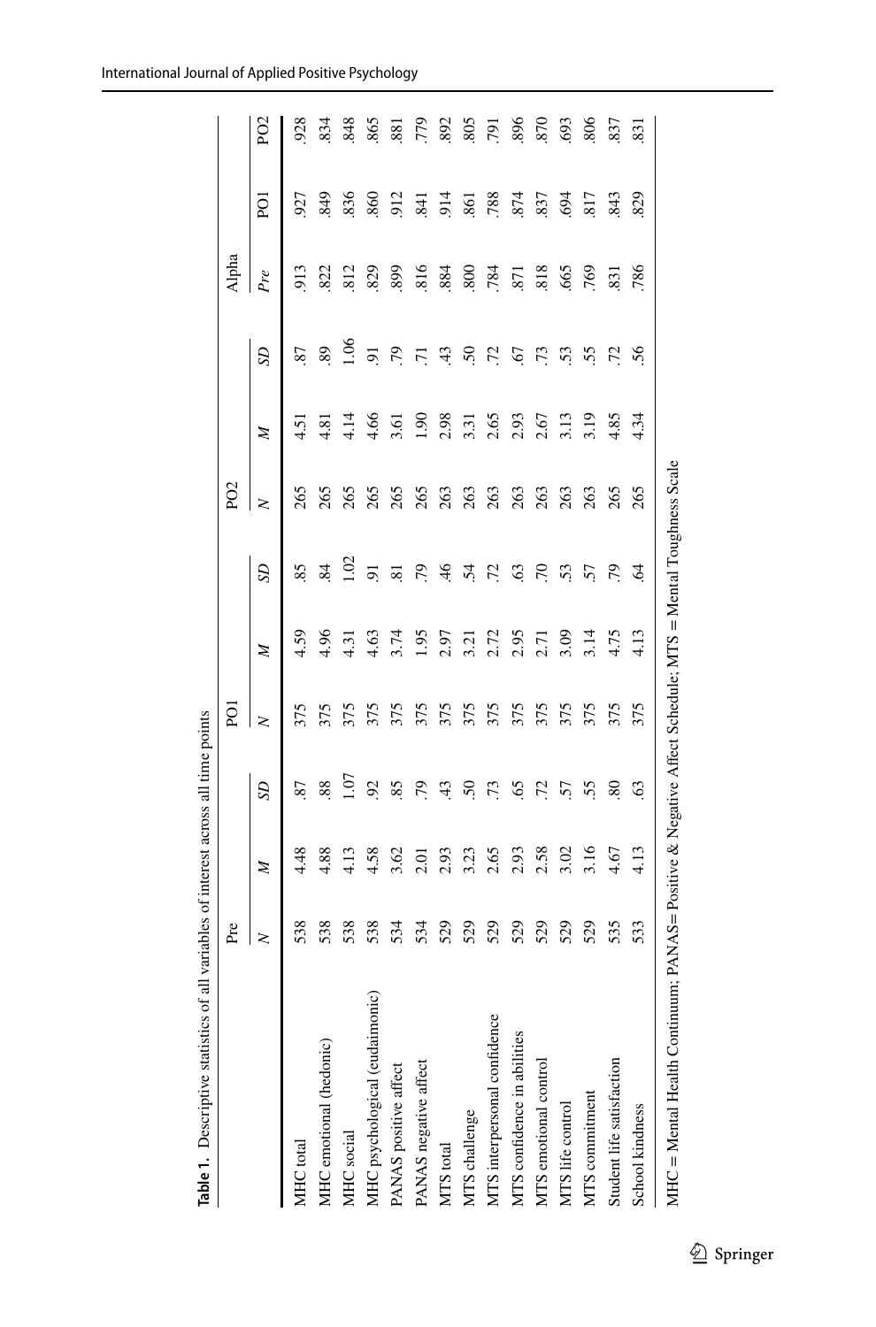**Table 1.** Descriptive statistics of all variables of interest across all time points

| | Pre | | | PO1 | | | PO2 | | | Alpha | | |
|---|---|---|---|---|---|---|---|---|---|---|---|---|
| | *N* | *M* | *SD* | *N* | *M* | *SD* | *N* | *M* | *SD* | *Pre* | PO1 | PO2 |
| MHC total | 538 | 4.48 | .87 | 375 | 4.59 | .85 | 265 | 4.51 | .87 | .913 | .927 | .928 |
| MHC emotional (hedonic) | 538 | 4.88 | .88 | 375 | 4.96 | .84 | 265 | 4.81 | .89 | .822 | .849 | .834 |
| MHC social | 538 | 4.13 | 1.07 | 375 | 4.31 | 1.02 | 265 | 4.14 | 1.06 | .812 | .836 | .848 |
| MHC psychological (eudaimonic) | 538 | 4.58 | .92 | 375 | 4.63 | .91 | 265 | 4.66 | .91 | .829 | .860 | .865 |
| PANAS positive affect | 534 | 3.62 | .85 | 375 | 3.74 | .81 | 265 | 3.61 | .79 | .899 | .912 | .881 |
| PANAS negative affect | 534 | 2.01 | .79 | 375 | 1.95 | .79 | 265 | 1.90 | .71 | .816 | .841 | .779 |
| MTS total | 529 | 2.93 | .43 | 375 | 2.97 | .46 | 263 | 2.98 | .43 | .884 | .914 | .892 |
| MTS challenge | 529 | 3.23 | .50 | 375 | 3.21 | .54 | 263 | 3.31 | .50 | .800 | .861 | .805 |
| MTS interpersonal confidence | 529 | 2.65 | .73 | 375 | 2.72 | .72 | 263 | 2.65 | .72 | .784 | .788 | .791 |
| MTS confidence in abilities | 529 | 2.93 | .65 | 375 | 2.95 | .63 | 263 | 2.93 | .67 | .871 | .874 | .896 |
| MTS emotional control | 529 | 2.58 | .72 | 375 | 2.71 | .70 | 263 | 2.67 | .73 | .818 | .837 | .870 |
| MTS life control | 529 | 3.02 | .57 | 375 | 3.09 | .53 | 263 | 3.13 | .53 | .665 | .694 | .693 |
| MTS commitment | 529 | 3.16 | .55 | 375 | 3.14 | .57 | 263 | 3.19 | .55 | .769 | .817 | .806 |
| Student life satisfaction | 535 | 4.67 | .80 | 375 | 4.75 | .79 | 265 | 4.85 | .72 | .831 | .843 | .837 |
| School kindness | 533 | 4.13 | .63 | 375 | 4.13 | .64 | 265 | 4.34 | .56 | .786 | .829 | .831 |

MHC = Mental Health Continuum; PANAS= Positive & Negative Affect Schedule; MTS = Mental Toughness Scale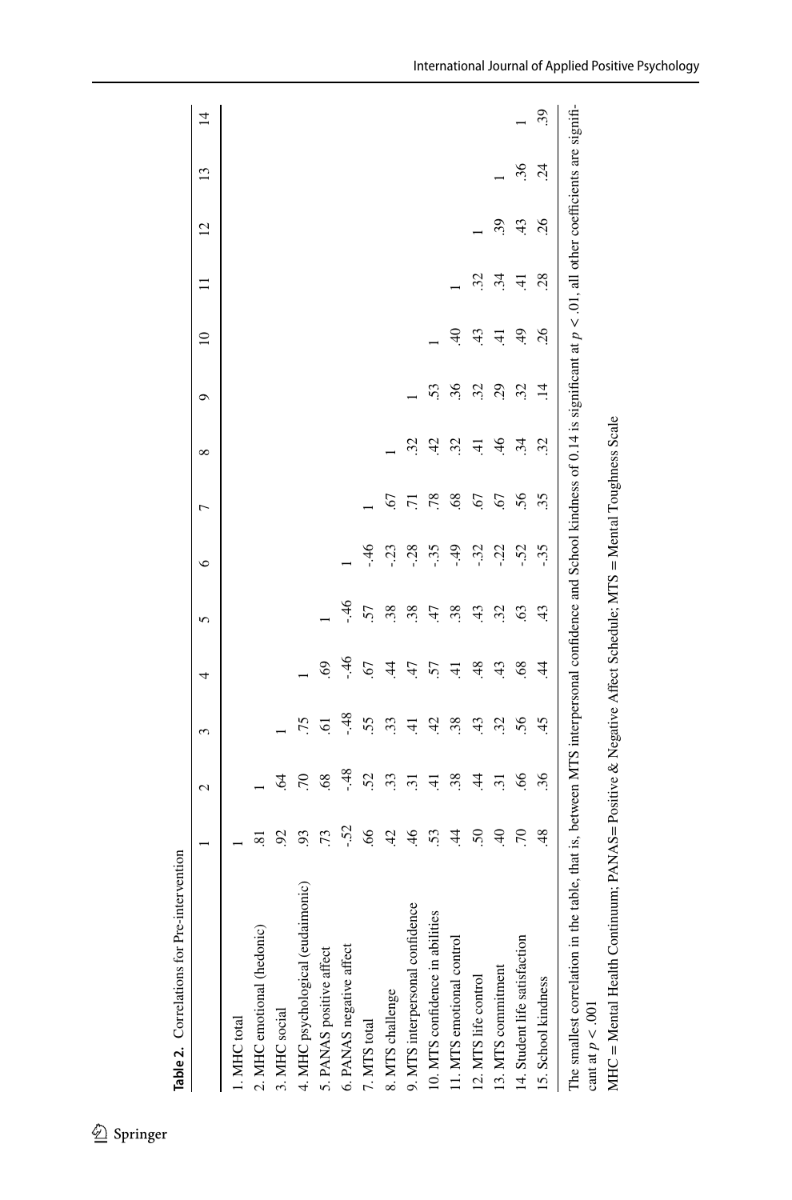**Table 2.** Correlations for Pre-intervention

| | 1 | 2 | 3 | 4 | 5 | 6 | 7 | 8 | 9 | 10 | 11 | 12 | 13 | 14 |
|---|---|---|---|---|---|---|---|---|---|---|---|---|---|---|
| 1. MHC total | 1 | | | | | | | | | | | | | |
| 2. MHC emotional (hedonic) | .81 | 1 | | | | | | | | | | | | |
| 3. MHC social | .92 | .64 | 1 | | | | | | | | | | | |
| 4. MHC psychological (eudaimonic) | .93 | .70 | .75 | 1 | | | | | | | | | | |
| 5. PANAS positive affect | .73 | .68 | .61 | .69 | 1 | | | | | | | | | |
| 6. PANAS negative affect | -.52 | -.48 | -.48 | -.46 | -.46 | 1 | | | | | | | | |
| 7. MTS total | .66 | .52 | .55 | .67 | .57 | -.46 | 1 | | | | | | | |
| 8. MTS challenge | .42 | .33 | .33 | .44 | .38 | -.23 | .67 | 1 | | | | | | |
| 9. MTS interpersonal confidence | .46 | .31 | .41 | .47 | .38 | -.28 | .71 | .32 | 1 | | | | | |
| 10. MTS confidence in abilities | .53 | .41 | .42 | .57 | .47 | -.35 | .78 | .42 | .53 | 1 | | | | |
| 11. MTS emotional control | .44 | .38 | .38 | .41 | .38 | -.49 | .68 | .32 | .36 | .40 | 1 | | | |
| 12. MTS life control | .50 | .44 | .43 | .48 | .43 | -.32 | .67 | .41 | .32 | .43 | .32 | 1 | | |
| 13. MTS commitment | .40 | .31 | .32 | .43 | .32 | -.22 | .67 | .46 | .29 | .41 | .34 | .39 | 1 | |
| 14. Student life satisfaction | .70 | .66 | .56 | .68 | .63 | -.52 | .56 | .34 | .32 | .49 | .41 | .43 | .36 | 1 |
| 15. School kindness | .48 | .36 | .45 | .44 | .43 | -.35 | .35 | .32 | .14 | .26 | .28 | .26 | .24 | .39 |

The smallest correlation in the table, that is, between MTS interpersonal confidence and School kindness of 0.14 is significant at $p < .01$, all other coefficients are significant at $p < .001$

MHC = Mental Health Continuum; PANAS= Positive & Negative Affect Schedule; MTS = Mental Toughness Scale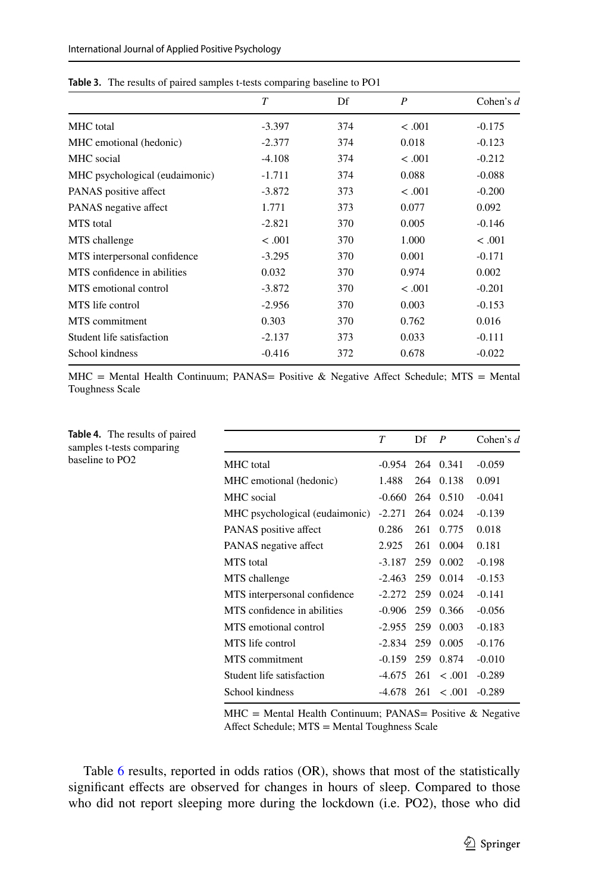**Table 3.** The results of paired samples t-tests comparing baseline to PO1

| | *T* | Df | *P* | Cohen's *d* |
|---|---|---|---|---|
| MHC total | -3.397 | 374 | < .001 | -0.175 |
| MHC emotional (hedonic) | -2.377 | 374 | 0.018 | -0.123 |
| MHC social | -4.108 | 374 | < .001 | -0.212 |
| MHC psychological (eudaimonic) | -1.711 | 374 | 0.088 | -0.088 |
| PANAS positive affect | -3.872 | 373 | < .001 | -0.200 |
| PANAS negative affect | 1.771 | 373 | 0.077 | 0.092 |
| MTS total | -2.821 | 370 | 0.005 | -0.146 |
| MTS challenge | < .001 | 370 | 1.000 | < .001 |
| MTS interpersonal confidence | -3.295 | 370 | 0.001 | -0.171 |
| MTS confidence in abilities | 0.032 | 370 | 0.974 | 0.002 |
| MTS emotional control | -3.872 | 370 | < .001 | -0.201 |
| MTS life control | -2.956 | 370 | 0.003 | -0.153 |
| MTS commitment | 0.303 | 370 | 0.762 | 0.016 |
| Student life satisfaction | -2.137 | 373 | 0.033 | -0.111 |
| School kindness | -0.416 | 372 | 0.678 | -0.022 |

MHC = Mental Health Continuum; PANAS= Positive & Negative Affect Schedule; MTS = Mental Toughness Scale

**Table 4.** The results of paired samples t-tests comparing baseline to PO2

| | *T* | Df | *P* | Cohen's *d* |
|---|---|---|---|---|
| MHC total | -0.954 | 264 | 0.341 | -0.059 |
| MHC emotional (hedonic) | 1.488 | 264 | 0.138 | 0.091 |
| MHC social | -0.660 | 264 | 0.510 | -0.041 |
| MHC psychological (eudaimonic) | -2.271 | 264 | 0.024 | -0.139 |
| PANAS positive affect | 0.286 | 261 | 0.775 | 0.018 |
| PANAS negative affect | 2.925 | 261 | 0.004 | 0.181 |
| MTS total | -3.187 | 259 | 0.002 | -0.198 |
| MTS challenge | -2.463 | 259 | 0.014 | -0.153 |
| MTS interpersonal confidence | -2.272 | 259 | 0.024 | -0.141 |
| MTS confidence in abilities | -0.906 | 259 | 0.366 | -0.056 |
| MTS emotional control | -2.955 | 259 | 0.003 | -0.183 |
| MTS life control | -2.834 | 259 | 0.005 | -0.176 |
| MTS commitment | -0.159 | 259 | 0.874 | -0.010 |
| Student life satisfaction | -4.675 | 261 | < .001 | -0.289 |
| School kindness | -4.678 | 261 | < .001 | -0.289 |

MHC = Mental Health Continuum; PANAS= Positive & Negative Affect Schedule; MTS = Mental Toughness Scale

Table 6 results, reported in odds ratios (OR), shows that most of the statistically significant effects are observed for changes in hours of sleep. Compared to those who did not report sleeping more during the lockdown (i.e. PO2), those who did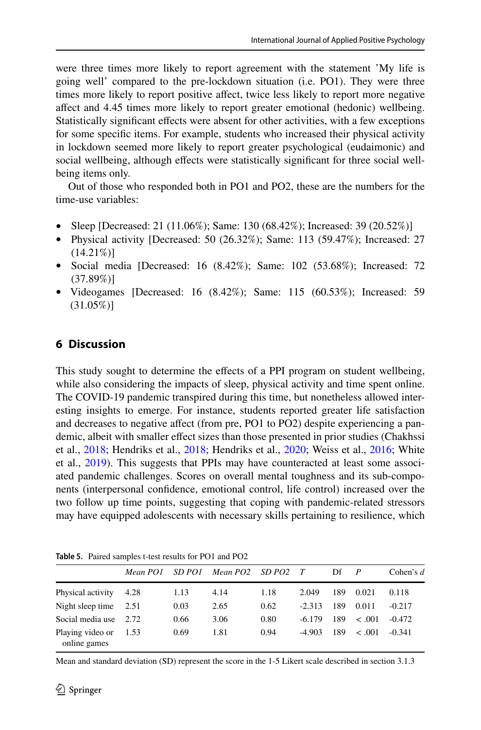were three times more likely to report agreement with the statement 'My life is going well' compared to the pre-lockdown situation (i.e. PO1). They were three times more likely to report positive affect, twice less likely to report more negative affect and 4.45 times more likely to report greater emotional (hedonic) wellbeing. Statistically significant effects were absent for other activities, with a few exceptions for some specific items. For example, students who increased their physical activity in lockdown seemed more likely to report greater psychological (eudaimonic) and social wellbeing, although effects were statistically significant for three social wellbeing items only.

Out of those who responded both in PO1 and PO2, these are the numbers for the time-use variables:

- Sleep [Decreased: 21 (11.06%); Same: 130 (68.42%); Increased: 39 (20.52%)]
- Physical activity [Decreased: 50 (26.32%); Same: 113 (59.47%); Increased: 27 (14.21%)]
- Social media [Decreased: 16 (8.42%); Same: 102 (53.68%); Increased: 72 (37.89%)]
- Videogames [Decreased: 16 (8.42%); Same: 115 (60.53%); Increased: 59 (31.05%)]

## 6 Discussion

This study sought to determine the effects of a PPI program on student wellbeing, while also considering the impacts of sleep, physical activity and time spent online. The COVID-19 pandemic transpired during this time, but nonetheless allowed interesting insights to emerge. For instance, students reported greater life satisfaction and decreases to negative affect (from pre, PO1 to PO2) despite experiencing a pandemic, albeit with smaller effect sizes than those presented in prior studies (Chakhssi et al., 2018; Hendriks et al., 2018; Hendriks et al., 2020; Weiss et al., 2016; White et al., 2019). This suggests that PPIs may have counteracted at least some associated pandemic challenges. Scores on overall mental toughness and its sub-components (interpersonal confidence, emotional control, life control) increased over the two follow up time points, suggesting that coping with pandemic-related stressors may have equipped adolescents with necessary skills pertaining to resilience, which

**Table 5.** Paired samples t-test results for PO1 and PO2

| | *Mean PO1* | *SD PO1* | *Mean PO2* | *SD PO2* | *T* | Df | *P* | Cohen's *d* |
|---|---|---|---|---|---|---|---|---|
| Physical activity | 4.28 | 1.13 | 4.14 | 1.18 | 2.049 | 189 | 0.021 | 0.118 |
| Night sleep time | 2.51 | 0.03 | 2.65 | 0.62 | -2.313 | 189 | 0.011 | -0.217 |
| Social media use | 2.72 | 0.66 | 3.06 | 0.80 | -6.179 | 189 | < .001 | -0.472 |
| Playing video or online games | 1.53 | 0.69 | 1.81 | 0.94 | -4.903 | 189 | < .001 | -0.341 |

Mean and standard deviation (SD) represent the score in the 1-5 Likert scale described in section 3.1.3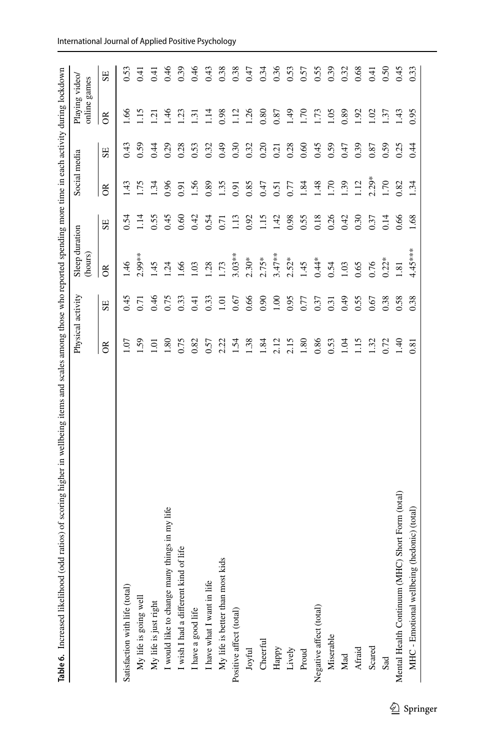**Table 6.** Increased likelihood (odd ratios) of scoring higher in wellbeing items and scales among those who reported spending more time in each activity during lockdown

| | Physical activity | | Sleep duration (hours) | | Social media | | Playing video/ online games | |
|---|---|---|---|---|---|---|---|---|
| | OR | SE | OR | SE | OR | SE | OR | SE |
| Satisfaction with life (total) | 1.07 | 0.45 | 1.46 | 0.54 | 1.43 | 0.43 | 1.66 | 0.53 |
| My life is going well | 1.59 | 0.71 | 2.99** | 1.14 | 1.75 | 0.59 | 1.15 | 0.41 |
| My life is just right | 1.01 | 0.46 | 1.45 | 0.55 | 1.34 | 0.44 | 1.21 | 0.41 |
| I would like to change many things in my life | 1.80 | 0.75 | 1.24 | 0.45 | 0.96 | 0.29 | 1.46 | 0.46 |
| I wish I had a different kind of life | 0.75 | 0.33 | 1.66 | 0.60 | 0.91 | 0.28 | 1.23 | 0.39 |
| I have a good life | 0.82 | 0.41 | 1.03 | 0.42 | 1.56 | 0.53 | 1.31 | 0.46 |
| I have what I want in life | 0.57 | 0.33 | 1.28 | 0.54 | 0.89 | 0.32 | 1.14 | 0.43 |
| My life is better than most kids | 2.22 | 1.01 | 1.73 | 0.71 | 1.35 | 0.49 | 0.98 | 0.38 |
| Positive affect (total) | 1.54 | 0.67 | 3.03** | 1.13 | 0.91 | 0.30 | 1.12 | 0.38 |
| Joyful | 1.38 | 0.66 | 2.30* | 0.92 | 0.85 | 0.32 | 1.26 | 0.47 |
| Cheerful | 1.84 | 0.90 | 2.75* | 1.15 | 0.47 | 0.20 | 0.80 | 0.34 |
| Happy | 2.12 | 1.00 | 3.47** | 1.42 | 0.51 | 0.21 | 0.87 | 0.36 |
| Lively | 2.15 | 0.95 | 2.52* | 0.98 | 0.77 | 0.28 | 1.49 | 0.53 |
| Proud | 1.80 | 0.77 | 1.45 | 0.55 | 1.84 | 0.60 | 1.70 | 0.57 |
| Negative affect (total) | 0.86 | 0.37 | 0.44* | 0.18 | 1.48 | 0.45 | 1.73 | 0.55 |
| Miserable | 0.53 | 0.31 | 0.54 | 0.26 | 1.70 | 0.59 | 1.05 | 0.39 |
| Mad | 1.04 | 0.49 | 1.03 | 0.42 | 1.39 | 0.47 | 0.89 | 0.32 |
| Afraid | 1.15 | 0.55 | 0.65 | 0.30 | 1.12 | 0.39 | 1.92 | 0.68 |
| Scared | 1.32 | 0.67 | 0.76 | 0.37 | 2.29* | 0.87 | 1.02 | 0.41 |
| Sad | 0.72 | 0.38 | 0.22* | 0.14 | 1.70 | 0.59 | 1.37 | 0.50 |
| Mental Health Continuum (MHC) Short Form (total) | 1.40 | 0.58 | 1.81 | 0.66 | 0.82 | 0.25 | 1.43 | 0.45 |
| MHC - Emotional wellbeing (hedonic) (total) | 0.81 | 0.38 | 4.45*** | 1.68 | 1.34 | 0.44 | 0.95 | 0.33 |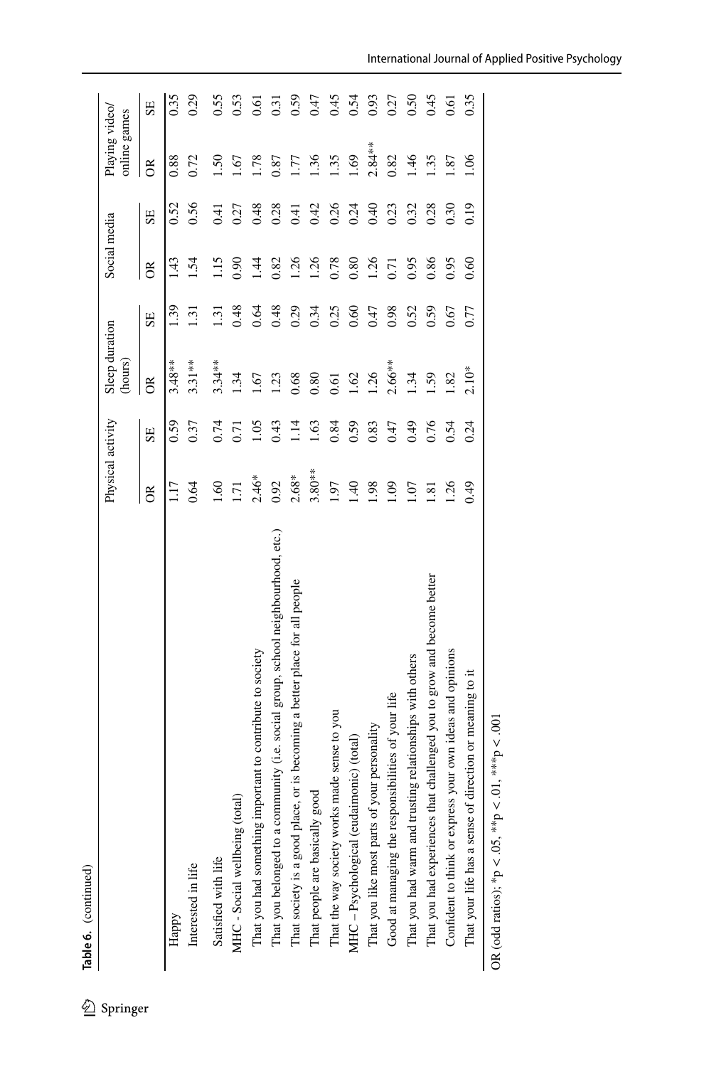**Table 6.** (continued)

| | Physical activity | | Sleep duration (hours) | | Social media | | Playing video/ online games | |
|---|---|---|---|---|---|---|---|---|
| | OR | SE | OR | SE | OR | SE | OR | SE |
| Happy | 1.17 | 0.59 | 3.48** | 1.39 | 1.43 | 0.52 | 0.88 | 0.35 |
| Interested in life | 0.64 | 0.37 | 3.31** | 1.31 | 1.54 | 0.56 | 0.72 | 0.29 |
| Satisfied with life | 1.60 | 0.74 | 3.34** | 1.31 | 1.15 | 0.41 | 1.50 | 0.55 |
| MHC - Social wellbeing (total) | 1.71 | 0.71 | 1.34 | 0.48 | 0.90 | 0.27 | 1.67 | 0.53 |
| That you had something important to contribute to society | 2.46* | 1.05 | 1.67 | 0.64 | 1.44 | 0.48 | 1.78 | 0.61 |
| That you belonged to a community (i.e. social group, school neighbourhood, etc.) | 0.92 | 0.43 | 1.23 | 0.48 | 0.82 | 0.28 | 0.87 | 0.31 |
| That society is a good place, or is becoming a better place for all people | 2.68* | 1.14 | 0.68 | 0.29 | 1.26 | 0.41 | 1.77 | 0.59 |
| That people are basically good | 3.80** | 1.63 | 0.80 | 0.34 | 1.26 | 0.42 | 1.36 | 0.47 |
| That the way society works made sense to you | 1.97 | 0.84 | 0.61 | 0.25 | 0.78 | 0.26 | 1.35 | 0.45 |
| MHC – Psychological (eudaimonic) (total) | 1.40 | 0.59 | 1.62 | 0.60 | 0.80 | 0.24 | 1.69 | 0.54 |
| That you like most parts of your personality | 1.98 | 0.83 | 1.26 | 0.47 | 1.26 | 0.40 | 2.84** | 0.93 |
| Good at managing the responsibilities of your life | 1.09 | 0.47 | 2.66** | 0.98 | 0.71 | 0.23 | 0.82 | 0.27 |
| That you had warm and trusting relationships with others | 1.07 | 0.49 | 1.34 | 0.52 | 0.95 | 0.32 | 1.46 | 0.50 |
| That you had experiences that challenged you to grow and become better | 1.81 | 0.76 | 1.59 | 0.59 | 0.86 | 0.28 | 1.35 | 0.45 |
| Confident to think or express your own ideas and opinions | 1.26 | 0.54 | 1.82 | 0.67 | 0.95 | 0.30 | 1.87 | 0.61 |
| That your life has a sense of direction or meaning to it | 0.49 | 0.24 | 2.10* | 0.77 | 0.60 | 0.19 | 1.06 | 0.35 |

OR (odd ratios); *$p < .05$, **$p < .01$, ***$p < .001$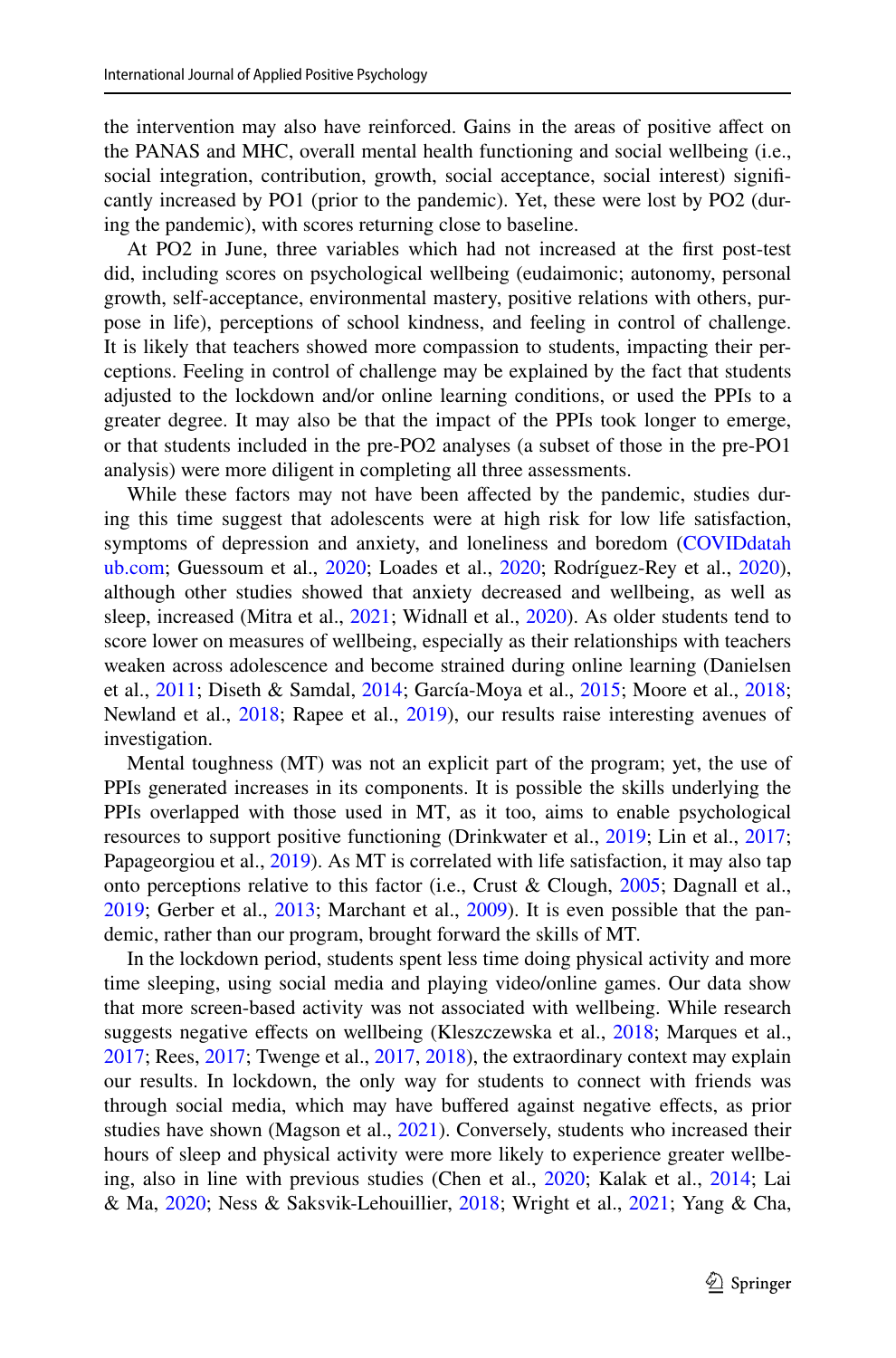the intervention may also have reinforced. Gains in the areas of positive affect on the PANAS and MHC, overall mental health functioning and social wellbeing (i.e., social integration, contribution, growth, social acceptance, social interest) significantly increased by PO1 (prior to the pandemic). Yet, these were lost by PO2 (during the pandemic), with scores returning close to baseline.

At PO2 in June, three variables which had not increased at the first post-test did, including scores on psychological wellbeing (eudaimonic; autonomy, personal growth, self-acceptance, environmental mastery, positive relations with others, purpose in life), perceptions of school kindness, and feeling in control of challenge. It is likely that teachers showed more compassion to students, impacting their perceptions. Feeling in control of challenge may be explained by the fact that students adjusted to the lockdown and/or online learning conditions, or used the PPIs to a greater degree. It may also be that the impact of the PPIs took longer to emerge, or that students included in the pre-PO2 analyses (a subset of those in the pre-PO1 analysis) were more diligent in completing all three assessments.

While these factors may not have been affected by the pandemic, studies during this time suggest that adolescents were at high risk for low life satisfaction, symptoms of depression and anxiety, and loneliness and boredom (COVIDdatahub.com; Guessoum et al., 2020; Loades et al., 2020; Rodríguez-Rey et al., 2020), although other studies showed that anxiety decreased and wellbeing, as well as sleep, increased (Mitra et al., 2021; Widnall et al., 2020). As older students tend to score lower on measures of wellbeing, especially as their relationships with teachers weaken across adolescence and become strained during online learning (Danielsen et al., 2011; Diseth & Samdal, 2014; García-Moya et al., 2015; Moore et al., 2018; Newland et al., 2018; Rapee et al., 2019), our results raise interesting avenues of investigation.

Mental toughness (MT) was not an explicit part of the program; yet, the use of PPIs generated increases in its components. It is possible the skills underlying the PPIs overlapped with those used in MT, as it too, aims to enable psychological resources to support positive functioning (Drinkwater et al., 2019; Lin et al., 2017; Papageorgiou et al., 2019). As MT is correlated with life satisfaction, it may also tap onto perceptions relative to this factor (i.e., Crust & Clough, 2005; Dagnall et al., 2019; Gerber et al., 2013; Marchant et al., 2009). It is even possible that the pandemic, rather than our program, brought forward the skills of MT.

In the lockdown period, students spent less time doing physical activity and more time sleeping, using social media and playing video/online games. Our data show that more screen-based activity was not associated with wellbeing. While research suggests negative effects on wellbeing (Kleszczewska et al., 2018; Marques et al., 2017; Rees, 2017; Twenge et al., 2017, 2018), the extraordinary context may explain our results. In lockdown, the only way for students to connect with friends was through social media, which may have buffered against negative effects, as prior studies have shown (Magson et al., 2021). Conversely, students who increased their hours of sleep and physical activity were more likely to experience greater wellbeing, also in line with previous studies (Chen et al., 2020; Kalak et al., 2014; Lai & Ma, 2020; Ness & Saksvik-Lehouillier, 2018; Wright et al., 2021; Yang & Cha,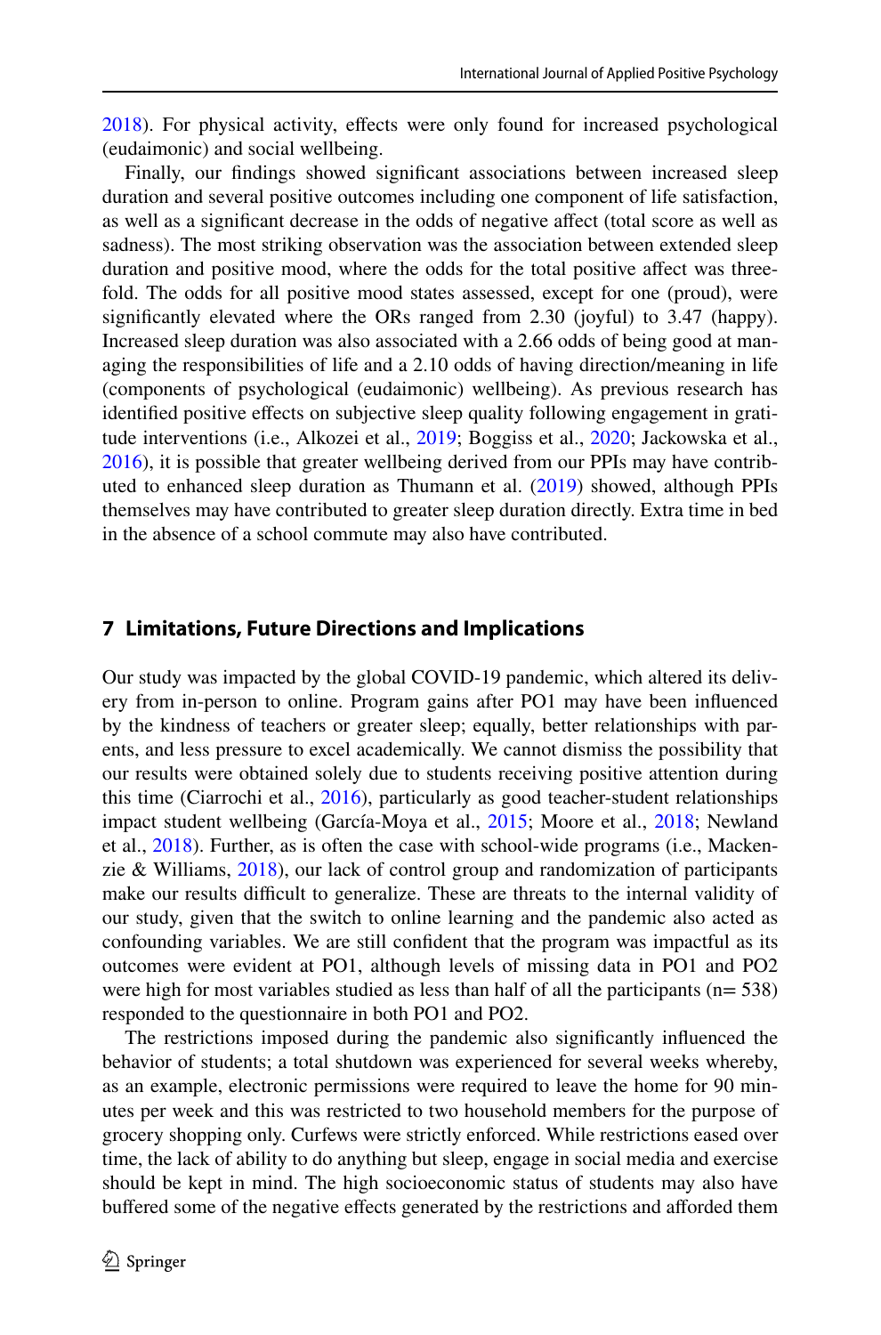2018). For physical activity, effects were only found for increased psychological (eudaimonic) and social wellbeing.

Finally, our findings showed significant associations between increased sleep duration and several positive outcomes including one component of life satisfaction, as well as a significant decrease in the odds of negative affect (total score as well as sadness). The most striking observation was the association between extended sleep duration and positive mood, where the odds for the total positive affect was threefold. The odds for all positive mood states assessed, except for one (proud), were significantly elevated where the ORs ranged from 2.30 (joyful) to 3.47 (happy). Increased sleep duration was also associated with a 2.66 odds of being good at managing the responsibilities of life and a 2.10 odds of having direction/meaning in life (components of psychological (eudaimonic) wellbeing). As previous research has identified positive effects on subjective sleep quality following engagement in gratitude interventions (i.e., Alkozei et al., 2019; Boggiss et al., 2020; Jackowska et al., 2016), it is possible that greater wellbeing derived from our PPIs may have contributed to enhanced sleep duration as Thumann et al. (2019) showed, although PPIs themselves may have contributed to greater sleep duration directly. Extra time in bed in the absence of a school commute may also have contributed.

## 7 Limitations, Future Directions and Implications

Our study was impacted by the global COVID-19 pandemic, which altered its delivery from in-person to online. Program gains after PO1 may have been influenced by the kindness of teachers or greater sleep; equally, better relationships with parents, and less pressure to excel academically. We cannot dismiss the possibility that our results were obtained solely due to students receiving positive attention during this time (Ciarrochi et al., 2016), particularly as good teacher-student relationships impact student wellbeing (García-Moya et al., 2015; Moore et al., 2018; Newland et al., 2018). Further, as is often the case with school-wide programs (i.e., Mackenzie & Williams, 2018), our lack of control group and randomization of participants make our results difficult to generalize. These are threats to the internal validity of our study, given that the switch to online learning and the pandemic also acted as confounding variables. We are still confident that the program was impactful as its outcomes were evident at PO1, although levels of missing data in PO1 and PO2 were high for most variables studied as less than half of all the participants (n= 538) responded to the questionnaire in both PO1 and PO2.

The restrictions imposed during the pandemic also significantly influenced the behavior of students; a total shutdown was experienced for several weeks whereby, as an example, electronic permissions were required to leave the home for 90 minutes per week and this was restricted to two household members for the purpose of grocery shopping only. Curfews were strictly enforced. While restrictions eased over time, the lack of ability to do anything but sleep, engage in social media and exercise should be kept in mind. The high socioeconomic status of students may also have buffered some of the negative effects generated by the restrictions and afforded them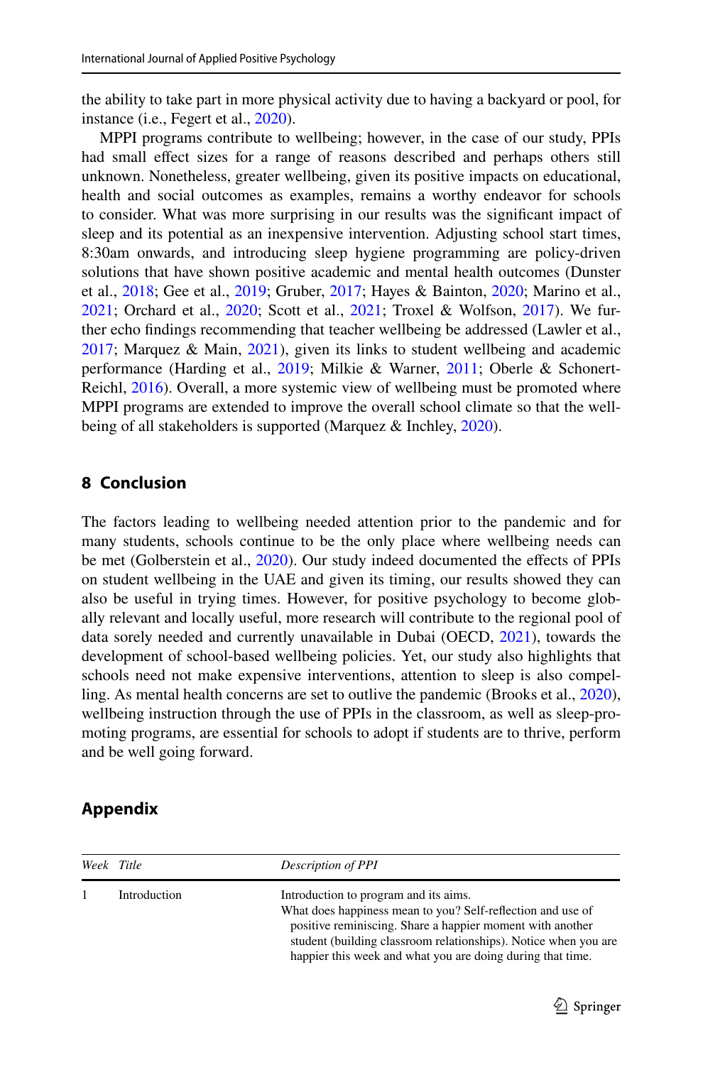the ability to take part in more physical activity due to having a backyard or pool, for instance (i.e., Fegert et al., 2020).

MPPI programs contribute to wellbeing; however, in the case of our study, PPIs had small effect sizes for a range of reasons described and perhaps others still unknown. Nonetheless, greater wellbeing, given its positive impacts on educational, health and social outcomes as examples, remains a worthy endeavor for schools to consider. What was more surprising in our results was the significant impact of sleep and its potential as an inexpensive intervention. Adjusting school start times, 8:30am onwards, and introducing sleep hygiene programming are policy-driven solutions that have shown positive academic and mental health outcomes (Dunster et al., 2018; Gee et al., 2019; Gruber, 2017; Hayes & Bainton, 2020; Marino et al., 2021; Orchard et al., 2020; Scott et al., 2021; Troxel & Wolfson, 2017). We further echo findings recommending that teacher wellbeing be addressed (Lawler et al., 2017; Marquez & Main, 2021), given its links to student wellbeing and academic performance (Harding et al., 2019; Milkie & Warner, 2011; Oberle & Schonert-Reichl, 2016). Overall, a more systemic view of wellbeing must be promoted where MPPI programs are extended to improve the overall school climate so that the wellbeing of all stakeholders is supported (Marquez & Inchley, 2020).

## 8 Conclusion

The factors leading to wellbeing needed attention prior to the pandemic and for many students, schools continue to be the only place where wellbeing needs can be met (Golberstein et al., 2020). Our study indeed documented the effects of PPIs on student wellbeing in the UAE and given its timing, our results showed they can also be useful in trying times. However, for positive psychology to become globally relevant and locally useful, more research will contribute to the regional pool of data sorely needed and currently unavailable in Dubai (OECD, 2021), towards the development of school-based wellbeing policies. Yet, our study also highlights that schools need not make expensive interventions, attention to sleep is also compelling. As mental health concerns are set to outlive the pandemic (Brooks et al., 2020), wellbeing instruction through the use of PPIs in the classroom, as well as sleep-promoting programs, are essential for schools to adopt if students are to thrive, perform and be well going forward.

## Appendix

| *Week* | *Title* | *Description of PPI* |
|---|---|---|
| 1 | Introduction | Introduction to program and its aims. What does happiness mean to you? Self-reflection and use of positive reminiscing. Share a happier moment with another student (building classroom relationships). Notice when you are happier this week and what you are doing during that time. |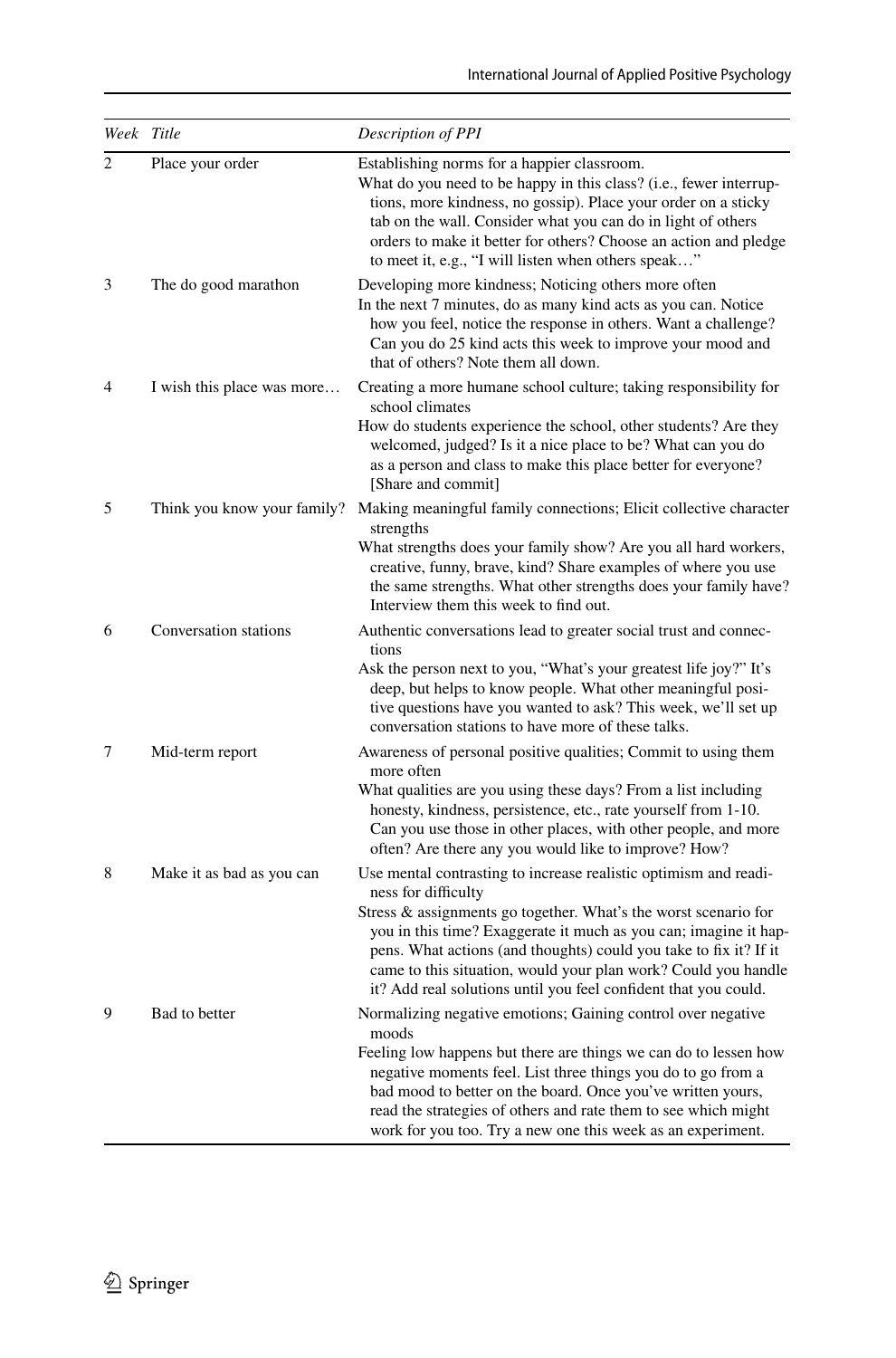| *Week* | *Title* | *Description of PPI* |
|---|---|---|
| 2 | Place your order | Establishing norms for a happier classroom. What do you need to be happy in this class? (i.e., fewer interruptions, more kindness, no gossip). Place your order on a sticky tab on the wall. Consider what you can do in light of others orders to make it better for others? Choose an action and pledge to meet it, e.g., "I will listen when others speak…" |
| 3 | The do good marathon | Developing more kindness; Noticing others more often In the next 7 minutes, do as many kind acts as you can. Notice how you feel, notice the response in others. Want a challenge? Can you do 25 kind acts this week to improve your mood and that of others? Note them all down. |
| 4 | I wish this place was more… | Creating a more humane school culture; taking responsibility for school climates How do students experience the school, other students? Are they welcomed, judged? Is it a nice place to be? What can you do as a person and class to make this place better for everyone? [Share and commit] |
| 5 | Think you know your family? | Making meaningful family connections; Elicit collective character strengths What strengths does your family show? Are you all hard workers, creative, funny, brave, kind? Share examples of where you use the same strengths. What other strengths does your family have? Interview them this week to find out. |
| 6 | Conversation stations | Authentic conversations lead to greater social trust and connections Ask the person next to you, "What's your greatest life joy?" It's deep, but helps to know people. What other meaningful positive questions have you wanted to ask? This week, we'll set up conversation stations to have more of these talks. |
| 7 | Mid-term report | Awareness of personal positive qualities; Commit to using them more often What qualities are you using these days? From a list including honesty, kindness, persistence, etc., rate yourself from 1-10. Can you use those in other places, with other people, and more often? Are there any you would like to improve? How? |
| 8 | Make it as bad as you can | Use mental contrasting to increase realistic optimism and readiness for difficulty Stress & assignments go together. What's the worst scenario for you in this time? Exaggerate it much as you can; imagine it happens. What actions (and thoughts) could you take to fix it? If it came to this situation, would your plan work? Could you handle it? Add real solutions until you feel confident that you could. |
| 9 | Bad to better | Normalizing negative emotions; Gaining control over negative moods Feeling low happens but there are things we can do to lessen how negative moments feel. List three things you do to go from a bad mood to better on the board. Once you've written yours, read the strategies of others and rate them to see which might work for you too. Try a new one this week as an experiment. |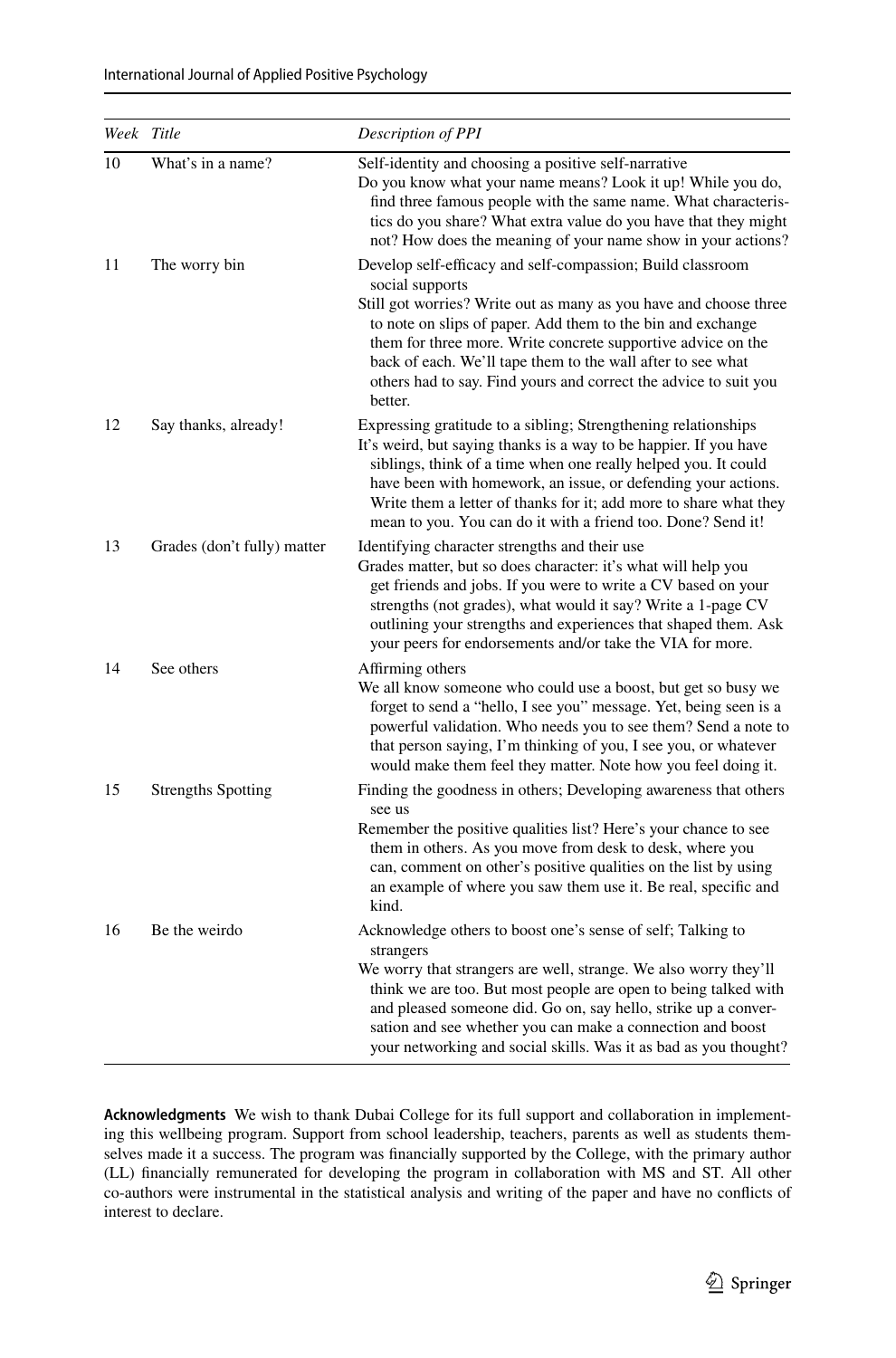| Week | Title | Description of PPI |
|---|---|---|
| 10 | What's in a name? | Self-identity and choosing a positive self-narrative<br>Do you know what your name means? Look it up! While you do, find three famous people with the same name. What characteristics do you share? What extra value do you have that they might not? How does the meaning of your name show in your actions? |
| 11 | The worry bin | Develop self-efficacy and self-compassion; Build classroom social supports<br>Still got worries? Write out as many as you have and choose three to note on slips of paper. Add them to the bin and exchange them for three more. Write concrete supportive advice on the back of each. We'll tape them to the wall after to see what others had to say. Find yours and correct the advice to suit you better. |
| 12 | Say thanks, already! | Expressing gratitude to a sibling; Strengthening relationships<br>It's weird, but saying thanks is a way to be happier. If you have siblings, think of a time when one really helped you. It could have been with homework, an issue, or defending your actions. Write them a letter of thanks for it; add more to share what they mean to you. You can do it with a friend too. Done? Send it! |
| 13 | Grades (don't fully) matter | Identifying character strengths and their use<br>Grades matter, but so does character: it's what will help you get friends and jobs. If you were to write a CV based on your strengths (not grades), what would it say? Write a 1-page CV outlining your strengths and experiences that shaped them. Ask your peers for endorsements and/or take the VIA for more. |
| 14 | See others | Affirming others<br>We all know someone who could use a boost, but get so busy we forget to send a "hello, I see you" message. Yet, being seen is a powerful validation. Who needs you to see them? Send a note to that person saying, I'm thinking of you, I see you, or whatever would make them feel they matter. Note how you feel doing it. |
| 15 | Strengths Spotting | Finding the goodness in others; Developing awareness that others see us<br>Remember the positive qualities list? Here's your chance to see them in others. As you move from desk to desk, where you can, comment on other's positive qualities on the list by using an example of where you saw them use it. Be real, specific and kind. |
| 16 | Be the weirdo | Acknowledge others to boost one's sense of self; Talking to strangers<br>We worry that strangers are well, strange. We also worry they'll think we are too. But most people are open to being talked with and pleased someone did. Go on, say hello, strike up a conversation and see whether you can make a connection and boost your networking and social skills. Was it as bad as you thought? |

**Acknowledgments** We wish to thank Dubai College for its full support and collaboration in implementing this wellbeing program. Support from school leadership, teachers, parents as well as students themselves made it a success. The program was financially supported by the College, with the primary author (LL) financially remunerated for developing the program in collaboration with MS and ST. All other co-authors were instrumental in the statistical analysis and writing of the paper and have no conflicts of interest to declare.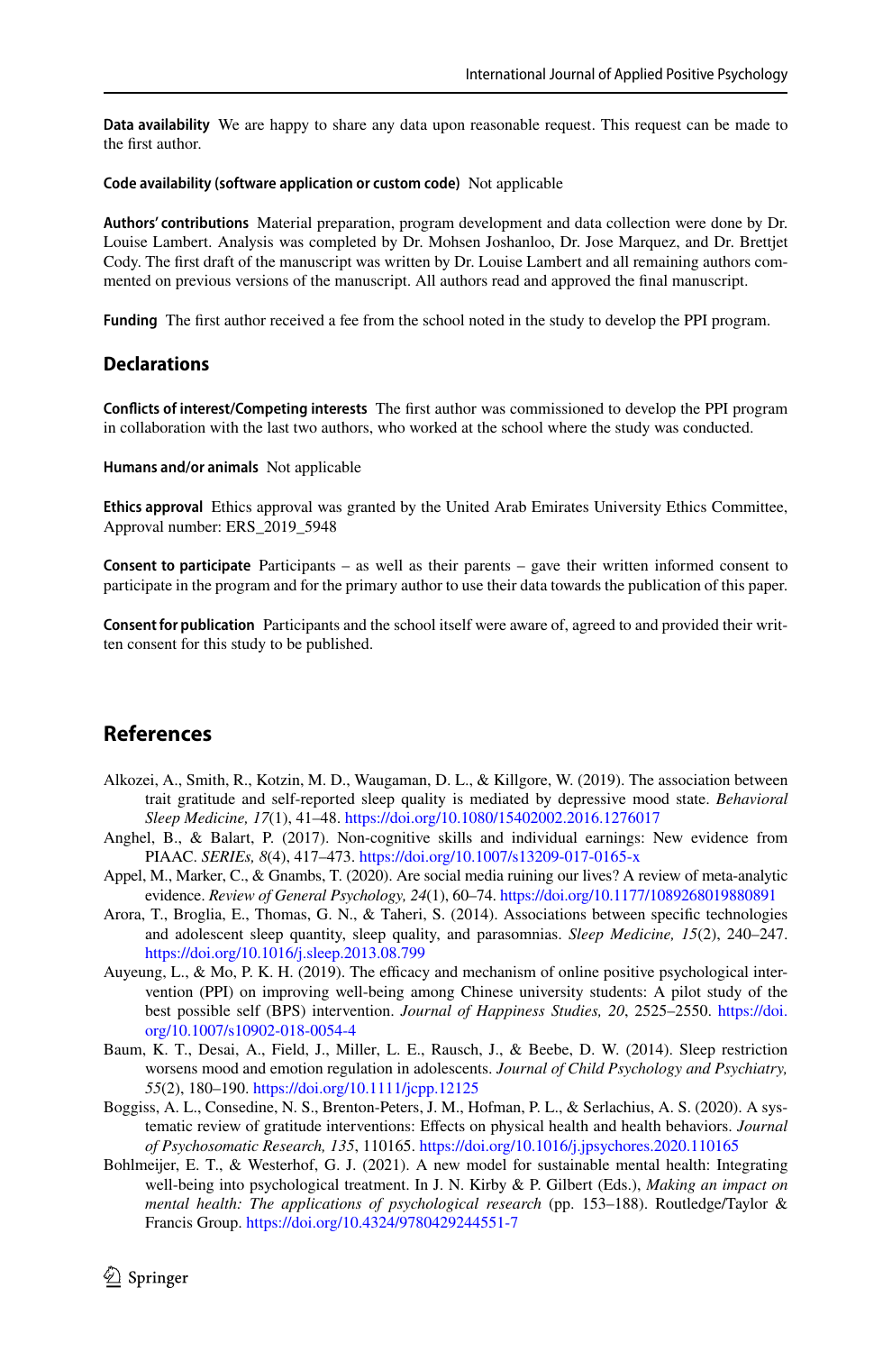**Data availability** We are happy to share any data upon reasonable request. This request can be made to the first author.

**Code availability (software application or custom code)** Not applicable

**Authors' contributions** Material preparation, program development and data collection were done by Dr. Louise Lambert. Analysis was completed by Dr. Mohsen Joshanloo, Dr. Jose Marquez, and Dr. Brettjet Cody. The first draft of the manuscript was written by Dr. Louise Lambert and all remaining authors commented on previous versions of the manuscript. All authors read and approved the final manuscript.

**Funding** The first author received a fee from the school noted in the study to develop the PPI program.

## Declarations

**Conflicts of interest/Competing interests** The first author was commissioned to develop the PPI program in collaboration with the last two authors, who worked at the school where the study was conducted.

**Humans and/or animals** Not applicable

**Ethics approval** Ethics approval was granted by the United Arab Emirates University Ethics Committee, Approval number: ERS_2019_5948

**Consent to participate** Participants – as well as their parents – gave their written informed consent to participate in the program and for the primary author to use their data towards the publication of this paper.

**Consent for publication** Participants and the school itself were aware of, agreed to and provided their written consent for this study to be published.

## References

Alkozei, A., Smith, R., Kotzin, M. D., Waugaman, D. L., & Killgore, W. (2019). The association between trait gratitude and self-reported sleep quality is mediated by depressive mood state. *Behavioral Sleep Medicine, 17*(1), 41–48. https://doi.org/10.1080/15402002.2016.1276017

Anghel, B., & Balart, P. (2017). Non-cognitive skills and individual earnings: New evidence from PIAAC. *SERIEs, 8*(4), 417–473. https://doi.org/10.1007/s13209-017-0165-x

Appel, M., Marker, C., & Gnambs, T. (2020). Are social media ruining our lives? A review of meta-analytic evidence. *Review of General Psychology, 24*(1), 60–74. https://doi.org/10.1177/1089268019880891

Arora, T., Broglia, E., Thomas, G. N., & Taheri, S. (2014). Associations between specific technologies and adolescent sleep quantity, sleep quality, and parasomnias. *Sleep Medicine, 15*(2), 240–247. https://doi.org/10.1016/j.sleep.2013.08.799

Auyeung, L., & Mo, P. K. H. (2019). The efficacy and mechanism of online positive psychological intervention (PPI) on improving well-being among Chinese university students: A pilot study of the best possible self (BPS) intervention. *Journal of Happiness Studies, 20*, 2525–2550. https://doi.org/10.1007/s10902-018-0054-4

Baum, K. T., Desai, A., Field, J., Miller, L. E., Rausch, J., & Beebe, D. W. (2014). Sleep restriction worsens mood and emotion regulation in adolescents. *Journal of Child Psychology and Psychiatry, 55*(2), 180–190. https://doi.org/10.1111/jcpp.12125

Boggiss, A. L., Consedine, N. S., Brenton-Peters, J. M., Hofman, P. L., & Serlachius, A. S. (2020). A systematic review of gratitude interventions: Effects on physical health and health behaviors. *Journal of Psychosomatic Research, 135*, 110165. https://doi.org/10.1016/j.jpsychores.2020.110165

Bohlmeijer, E. T., & Westerhof, G. J. (2021). A new model for sustainable mental health: Integrating well-being into psychological treatment. In J. N. Kirby & P. Gilbert (Eds.), *Making an impact on mental health: The applications of psychological research* (pp. 153–188). Routledge/Taylor & Francis Group. https://doi.org/10.4324/9780429244551-7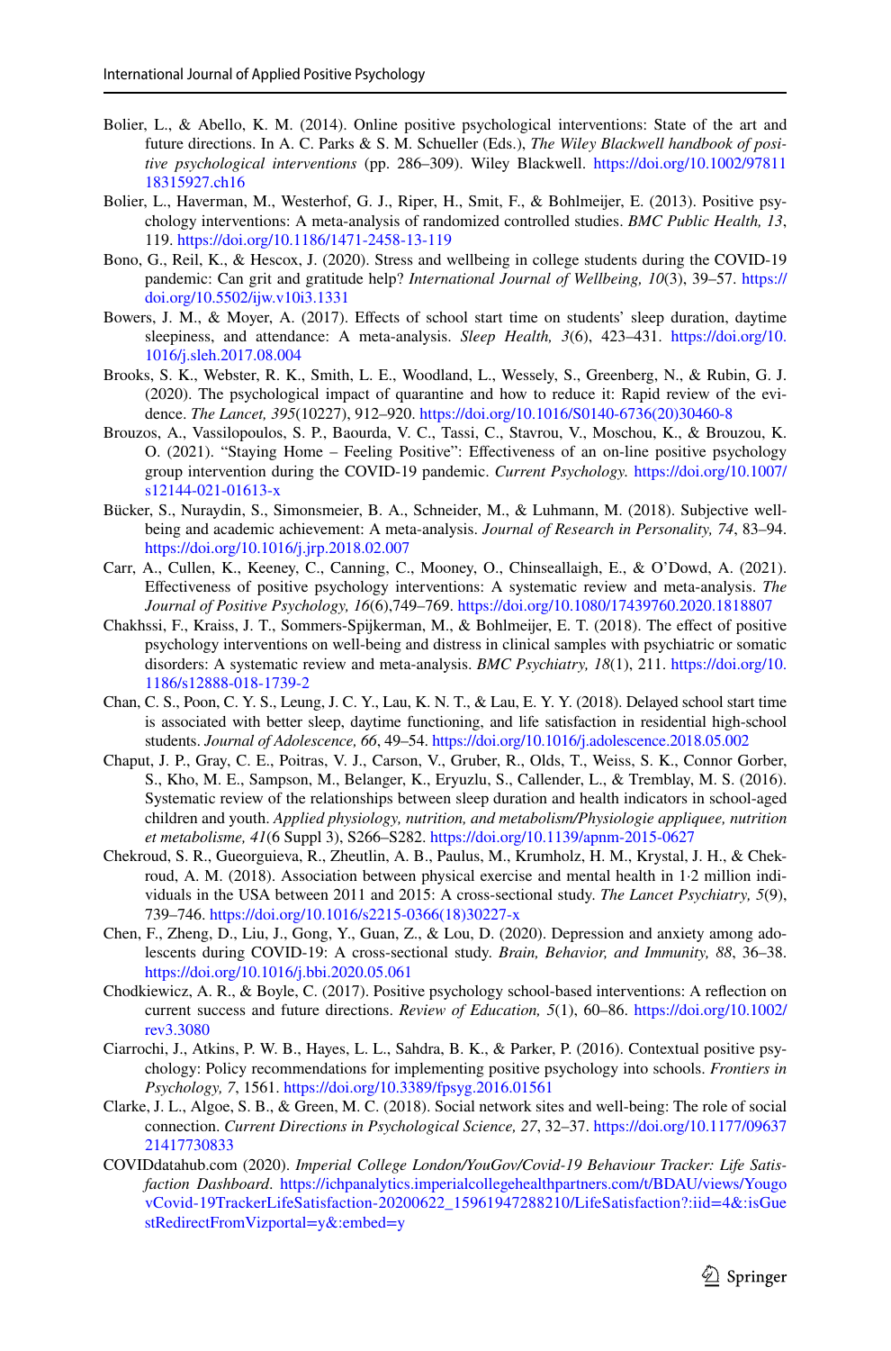Bolier, L., & Abello, K. M. (2014). Online positive psychological interventions: State of the art and future directions. In A. C. Parks & S. M. Schueller (Eds.), *The Wiley Blackwell handbook of positive psychological interventions* (pp. 286–309). Wiley Blackwell. https://doi.org/10.1002/9781118315927.ch16

Bolier, L., Haverman, M., Westerhof, G. J., Riper, H., Smit, F., & Bohlmeijer, E. (2013). Positive psychology interventions: A meta-analysis of randomized controlled studies. *BMC Public Health, 13*, 119. https://doi.org/10.1186/1471-2458-13-119

Bono, G., Reil, K., & Hescox, J. (2020). Stress and wellbeing in college students during the COVID-19 pandemic: Can grit and gratitude help? *International Journal of Wellbeing, 10*(3), 39–57. https://doi.org/10.5502/ijw.v10i3.1331

Bowers, J. M., & Moyer, A. (2017). Effects of school start time on students' sleep duration, daytime sleepiness, and attendance: A meta-analysis. *Sleep Health, 3*(6), 423–431. https://doi.org/10.1016/j.sleh.2017.08.004

Brooks, S. K., Webster, R. K., Smith, L. E., Woodland, L., Wessely, S., Greenberg, N., & Rubin, G. J. (2020). The psychological impact of quarantine and how to reduce it: Rapid review of the evidence. *The Lancet, 395*(10227), 912–920. https://doi.org/10.1016/S0140-6736(20)30460-8

Brouzos, A., Vassilopoulos, S. P., Baourda, V. C., Tassi, C., Stavrou, V., Moschou, K., & Brouzou, K. O. (2021). "Staying Home – Feeling Positive": Effectiveness of an on-line positive psychology group intervention during the COVID-19 pandemic. *Current Psychology.* https://doi.org/10.1007/s12144-021-01613-x

Bücker, S., Nuraydin, S., Simonsmeier, B. A., Schneider, M., & Luhmann, M. (2018). Subjective well-being and academic achievement: A meta-analysis. *Journal of Research in Personality, 74*, 83–94. https://doi.org/10.1016/j.jrp.2018.02.007

Carr, A., Cullen, K., Keeney, C., Canning, C., Mooney, O., Chinseallaigh, E., & O'Dowd, A. (2021). Effectiveness of positive psychology interventions: A systematic review and meta-analysis. *The Journal of Positive Psychology, 16*(6),749–769. https://doi.org/10.1080/17439760.2020.1818807

Chakhssi, F., Kraiss, J. T., Sommers-Spijkerman, M., & Bohlmeijer, E. T. (2018). The effect of positive psychology interventions on well-being and distress in clinical samples with psychiatric or somatic disorders: A systematic review and meta-analysis. *BMC Psychiatry, 18*(1), 211. https://doi.org/10.1186/s12888-018-1739-2

Chan, C. S., Poon, C. Y. S., Leung, J. C. Y., Lau, K. N. T., & Lau, E. Y. Y. (2018). Delayed school start time is associated with better sleep, daytime functioning, and life satisfaction in residential high-school students. *Journal of Adolescence, 66*, 49–54. https://doi.org/10.1016/j.adolescence.2018.05.002

Chaput, J. P., Gray, C. E., Poitras, V. J., Carson, V., Gruber, R., Olds, T., Weiss, S. K., Connor Gorber, S., Kho, M. E., Sampson, M., Belanger, K., Eryuzlu, S., Callender, L., & Tremblay, M. S. (2016). Systematic review of the relationships between sleep duration and health indicators in school-aged children and youth. *Applied physiology, nutrition, and metabolism/Physiologie appliquee, nutrition et metabolisme, 41*(6 Suppl 3), S266–S282. https://doi.org/10.1139/apnm-2015-0627

Chekroud, S. R., Gueorguieva, R., Zheutlin, A. B., Paulus, M., Krumholz, H. M., Krystal, J. H., & Chekroud, A. M. (2018). Association between physical exercise and mental health in 1·2 million individuals in the USA between 2011 and 2015: A cross-sectional study. *The Lancet Psychiatry, 5*(9), 739–746. https://doi.org/10.1016/s2215-0366(18)30227-x

Chen, F., Zheng, D., Liu, J., Gong, Y., Guan, Z., & Lou, D. (2020). Depression and anxiety among adolescents during COVID-19: A cross-sectional study. *Brain, Behavior, and Immunity, 88*, 36–38. https://doi.org/10.1016/j.bbi.2020.05.061

Chodkiewicz, A. R., & Boyle, C. (2017). Positive psychology school-based interventions: A reflection on current success and future directions. *Review of Education, 5*(1), 60–86. https://doi.org/10.1002/rev3.3080

Ciarrochi, J., Atkins, P. W. B., Hayes, L. L., Sahdra, B. K., & Parker, P. (2016). Contextual positive psychology: Policy recommendations for implementing positive psychology into schools. *Frontiers in Psychology, 7*, 1561. https://doi.org/10.3389/fpsyg.2016.01561

Clarke, J. L., Algoe, S. B., & Green, M. C. (2018). Social network sites and well-being: The role of social connection. *Current Directions in Psychological Science, 27*, 32–37. https://doi.org/10.1177/0963721417730833

COVIDdatahub.com (2020). *Imperial College London/YouGov/Covid-19 Behaviour Tracker: Life Satisfaction Dashboard*. https://ichpanalytics.imperialcollegehealthpartners.com/t/BDAU/views/YougovCovid-19TrackerLifeSatisfaction-20200622_15961947288210/LifeSatisfaction?:iid=4&:isGuestRedirectFromVizportal=y&:embed=y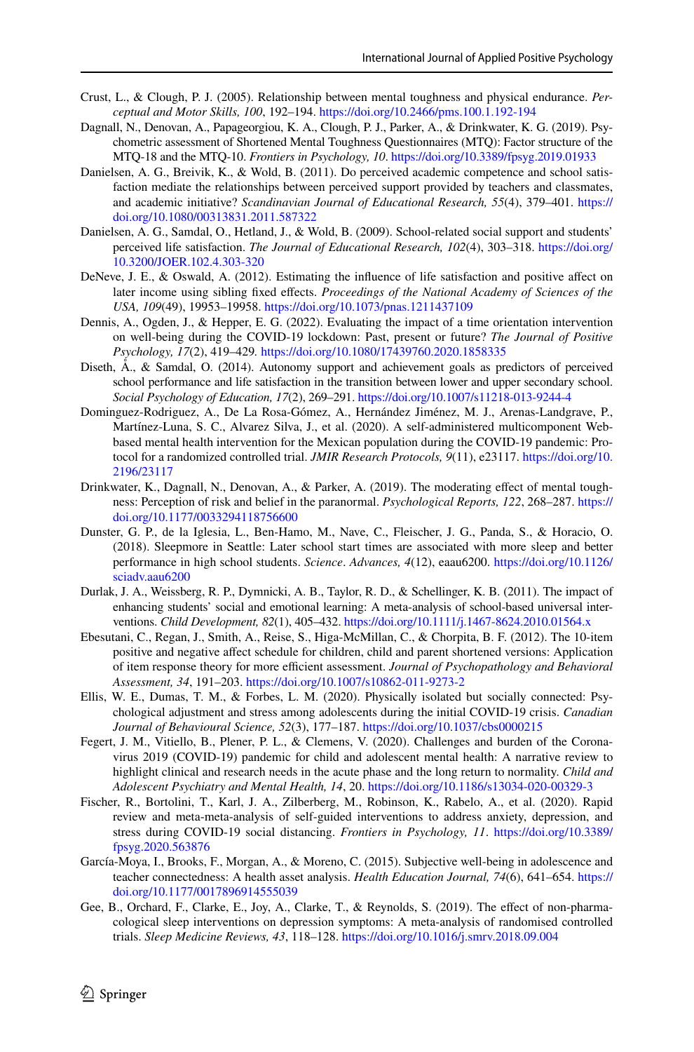Crust, L., & Clough, P. J. (2005). Relationship between mental toughness and physical endurance. *Perceptual and Motor Skills, 100*, 192–194. https://doi.org/10.2466/pms.100.1.192-194

Dagnall, N., Denovan, A., Papageorgiou, K. A., Clough, P. J., Parker, A., & Drinkwater, K. G. (2019). Psychometric assessment of Shortened Mental Toughness Questionnaires (MTQ): Factor structure of the MTQ-18 and the MTQ-10. *Frontiers in Psychology, 10*. https://doi.org/10.3389/fpsyg.2019.01933

Danielsen, A. G., Breivik, K., & Wold, B. (2011). Do perceived academic competence and school satisfaction mediate the relationships between perceived support provided by teachers and classmates, and academic initiative? *Scandinavian Journal of Educational Research, 55*(4), 379–401. https://doi.org/10.1080/00313831.2011.587322

Danielsen, A. G., Samdal, O., Hetland, J., & Wold, B. (2009). School-related social support and students' perceived life satisfaction. *The Journal of Educational Research, 102*(4), 303–318. https://doi.org/10.3200/JOER.102.4.303-320

DeNeve, J. E., & Oswald, A. (2012). Estimating the influence of life satisfaction and positive affect on later income using sibling fixed effects. *Proceedings of the National Academy of Sciences of the USA, 109*(49), 19953–19958. https://doi.org/10.1073/pnas.1211437109

Dennis, A., Ogden, J., & Hepper, E. G. (2022). Evaluating the impact of a time orientation intervention on well-being during the COVID-19 lockdown: Past, present or future? *The Journal of Positive Psychology, 17*(2), 419–429. https://doi.org/10.1080/17439760.2020.1858335

Diseth, Å., & Samdal, O. (2014). Autonomy support and achievement goals as predictors of perceived school performance and life satisfaction in the transition between lower and upper secondary school. *Social Psychology of Education, 17*(2), 269–291. https://doi.org/10.1007/s11218-013-9244-4

Dominguez-Rodriguez, A., De La Rosa-Gómez, A., Hernández Jiménez, M. J., Arenas-Landgrave, P., Martínez-Luna, S. C., Alvarez Silva, J., et al. (2020). A self-administered multicomponent Web-based mental health intervention for the Mexican population during the COVID-19 pandemic: Protocol for a randomized controlled trial. *JMIR Research Protocols, 9*(11), e23117. https://doi.org/10.2196/23117

Drinkwater, K., Dagnall, N., Denovan, A., & Parker, A. (2019). The moderating effect of mental toughness: Perception of risk and belief in the paranormal. *Psychological Reports, 122*, 268–287. https://doi.org/10.1177/0033294118756600

Dunster, G. P., de la Iglesia, L., Ben-Hamo, M., Nave, C., Fleischer, J. G., Panda, S., & Horacio, O. (2018). Sleepmore in Seattle: Later school start times are associated with more sleep and better performance in high school students. *Science*. *Advances, 4*(12), eaau6200. https://doi.org/10.1126/sciadv.aau6200

Durlak, J. A., Weissberg, R. P., Dymnicki, A. B., Taylor, R. D., & Schellinger, K. B. (2011). The impact of enhancing students' social and emotional learning: A meta-analysis of school-based universal interventions. *Child Development, 82*(1), 405–432. https://doi.org/10.1111/j.1467-8624.2010.01564.x

Ebesutani, C., Regan, J., Smith, A., Reise, S., Higa-McMillan, C., & Chorpita, B. F. (2012). The 10-item positive and negative affect schedule for children, child and parent shortened versions: Application of item response theory for more efficient assessment. *Journal of Psychopathology and Behavioral Assessment, 34*, 191–203. https://doi.org/10.1007/s10862-011-9273-2

Ellis, W. E., Dumas, T. M., & Forbes, L. M. (2020). Physically isolated but socially connected: Psychological adjustment and stress among adolescents during the initial COVID-19 crisis. *Canadian Journal of Behavioural Science, 52*(3), 177–187. https://doi.org/10.1037/cbs0000215

Fegert, J. M., Vitiello, B., Plener, P. L., & Clemens, V. (2020). Challenges and burden of the Coronavirus 2019 (COVID-19) pandemic for child and adolescent mental health: A narrative review to highlight clinical and research needs in the acute phase and the long return to normality. *Child and Adolescent Psychiatry and Mental Health, 14*, 20. https://doi.org/10.1186/s13034-020-00329-3

Fischer, R., Bortolini, T., Karl, J. A., Zilberberg, M., Robinson, K., Rabelo, A., et al. (2020). Rapid review and meta-meta-analysis of self-guided interventions to address anxiety, depression, and stress during COVID-19 social distancing. *Frontiers in Psychology, 11*. https://doi.org/10.3389/fpsyg.2020.563876

García-Moya, I., Brooks, F., Morgan, A., & Moreno, C. (2015). Subjective well-being in adolescence and teacher connectedness: A health asset analysis. *Health Education Journal, 74*(6), 641–654. https://doi.org/10.1177/0017896914555039

Gee, B., Orchard, F., Clarke, E., Joy, A., Clarke, T., & Reynolds, S. (2019). The effect of non-pharmacological sleep interventions on depression symptoms: A meta-analysis of randomised controlled trials. *Sleep Medicine Reviews, 43*, 118–128. https://doi.org/10.1016/j.smrv.2018.09.004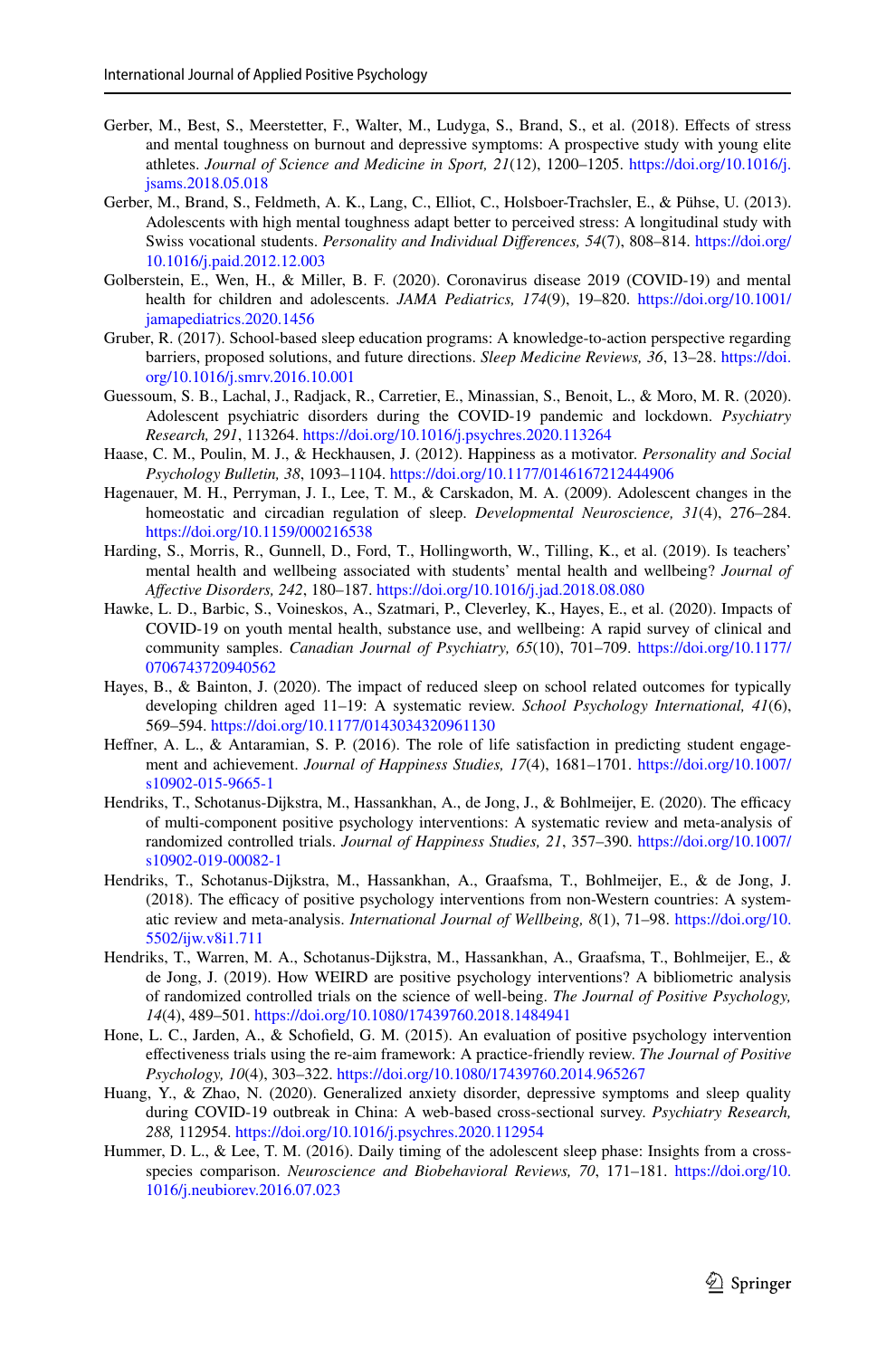Gerber, M., Best, S., Meerstetter, F., Walter, M., Ludyga, S., Brand, S., et al. (2018). Effects of stress and mental toughness on burnout and depressive symptoms: A prospective study with young elite athletes. *Journal of Science and Medicine in Sport, 21*(12), 1200–1205. https://doi.org/10.1016/j.jsams.2018.05.018

Gerber, M., Brand, S., Feldmeth, A. K., Lang, C., Elliot, C., Holsboer-Trachsler, E., & Pühse, U. (2013). Adolescents with high mental toughness adapt better to perceived stress: A longitudinal study with Swiss vocational students. *Personality and Individual Differences, 54*(7), 808–814. https://doi.org/10.1016/j.paid.2012.12.003

Golberstein, E., Wen, H., & Miller, B. F. (2020). Coronavirus disease 2019 (COVID-19) and mental health for children and adolescents. *JAMA Pediatrics, 174*(9), 19–820. https://doi.org/10.1001/jamapediatrics.2020.1456

Gruber, R. (2017). School-based sleep education programs: A knowledge-to-action perspective regarding barriers, proposed solutions, and future directions. *Sleep Medicine Reviews, 36*, 13–28. https://doi.org/10.1016/j.smrv.2016.10.001

Guessoum, S. B., Lachal, J., Radjack, R., Carretier, E., Minassian, S., Benoit, L., & Moro, M. R. (2020). Adolescent psychiatric disorders during the COVID-19 pandemic and lockdown. *Psychiatry Research, 291*, 113264. https://doi.org/10.1016/j.psychres.2020.113264

Haase, C. M., Poulin, M. J., & Heckhausen, J. (2012). Happiness as a motivator. *Personality and Social Psychology Bulletin, 38*, 1093–1104. https://doi.org/10.1177/0146167212444906

Hagenauer, M. H., Perryman, J. I., Lee, T. M., & Carskadon, M. A. (2009). Adolescent changes in the homeostatic and circadian regulation of sleep. *Developmental Neuroscience, 31*(4), 276–284. https://doi.org/10.1159/000216538

Harding, S., Morris, R., Gunnell, D., Ford, T., Hollingworth, W., Tilling, K., et al. (2019). Is teachers' mental health and wellbeing associated with students' mental health and wellbeing? *Journal of Affective Disorders, 242*, 180–187. https://doi.org/10.1016/j.jad.2018.08.080

Hawke, L. D., Barbic, S., Voineskos, A., Szatmari, P., Cleverley, K., Hayes, E., et al. (2020). Impacts of COVID-19 on youth mental health, substance use, and wellbeing: A rapid survey of clinical and community samples. *Canadian Journal of Psychiatry, 65*(10), 701–709. https://doi.org/10.1177/0706743720940562

Hayes, B., & Bainton, J. (2020). The impact of reduced sleep on school related outcomes for typically developing children aged 11–19: A systematic review. *School Psychology International, 41*(6), 569–594. https://doi.org/10.1177/0143034320961130

Heffner, A. L., & Antaramian, S. P. (2016). The role of life satisfaction in predicting student engagement and achievement. *Journal of Happiness Studies, 17*(4), 1681–1701. https://doi.org/10.1007/s10902-015-9665-1

Hendriks, T., Schotanus-Dijkstra, M., Hassankhan, A., de Jong, J., & Bohlmeijer, E. (2020). The efficacy of multi-component positive psychology interventions: A systematic review and meta-analysis of randomized controlled trials. *Journal of Happiness Studies, 21*, 357–390. https://doi.org/10.1007/s10902-019-00082-1

Hendriks, T., Schotanus-Dijkstra, M., Hassankhan, A., Graafsma, T., Bohlmeijer, E., & de Jong, J. (2018). The efficacy of positive psychology interventions from non-Western countries: A systematic review and meta-analysis. *International Journal of Wellbeing, 8*(1), 71–98. https://doi.org/10.5502/ijw.v8i1.711

Hendriks, T., Warren, M. A., Schotanus-Dijkstra, M., Hassankhan, A., Graafsma, T., Bohlmeijer, E., & de Jong, J. (2019). How WEIRD are positive psychology interventions? A bibliometric analysis of randomized controlled trials on the science of well-being. *The Journal of Positive Psychology, 14*(4), 489–501. https://doi.org/10.1080/17439760.2018.1484941

Hone, L. C., Jarden, A., & Schofield, G. M. (2015). An evaluation of positive psychology intervention effectiveness trials using the re-aim framework: A practice-friendly review. *The Journal of Positive Psychology, 10*(4), 303–322. https://doi.org/10.1080/17439760.2014.965267

Huang, Y., & Zhao, N. (2020). Generalized anxiety disorder, depressive symptoms and sleep quality during COVID-19 outbreak in China: A web-based cross-sectional survey. *Psychiatry Research, 288,* 112954. https://doi.org/10.1016/j.psychres.2020.112954

Hummer, D. L., & Lee, T. M. (2016). Daily timing of the adolescent sleep phase: Insights from a cross-species comparison. *Neuroscience and Biobehavioral Reviews, 70*, 171–181. https://doi.org/10.1016/j.neubiorev.2016.07.023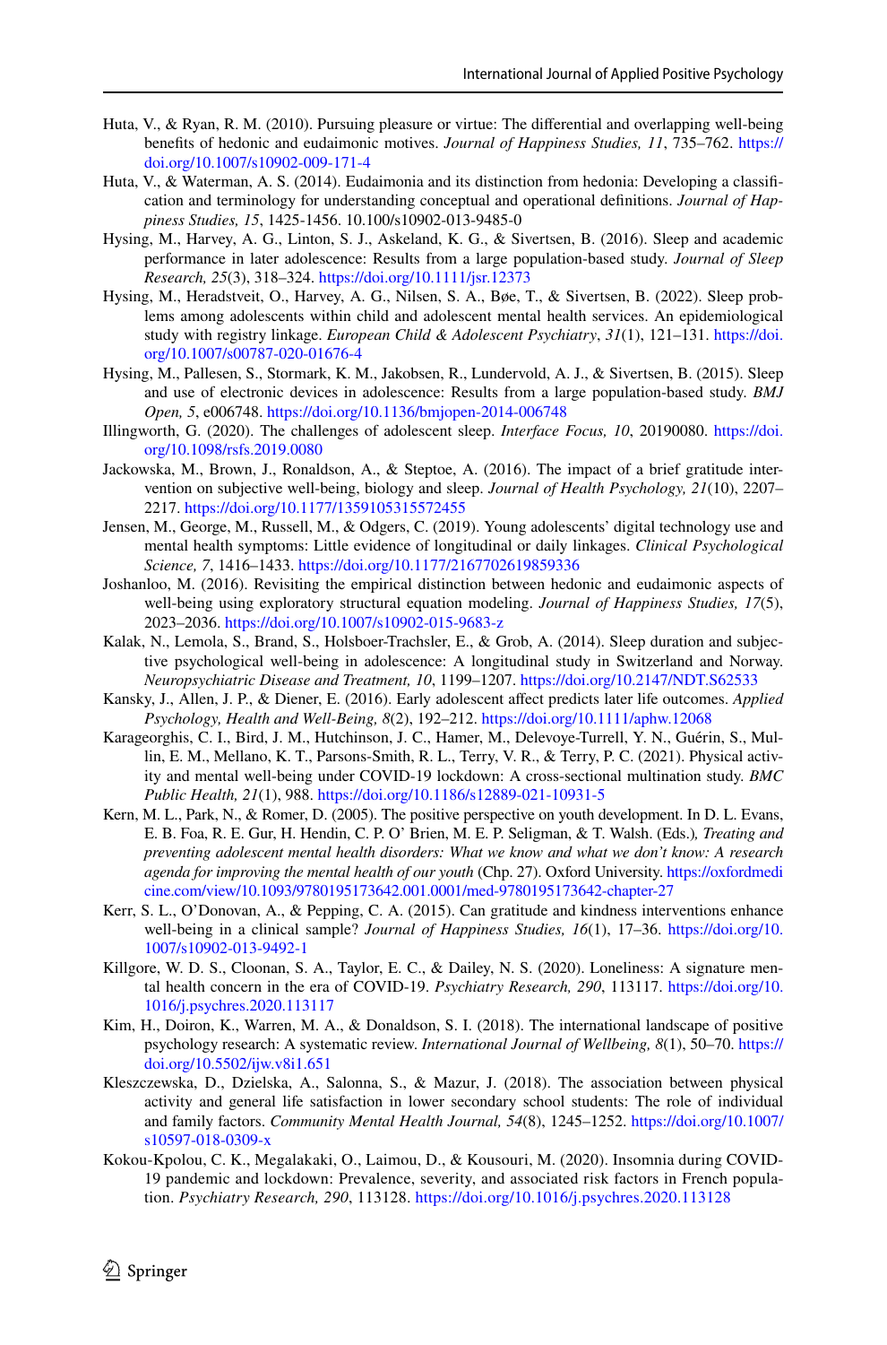Huta, V., & Ryan, R. M. (2010). Pursuing pleasure or virtue: The differential and overlapping well-being benefits of hedonic and eudaimonic motives. *Journal of Happiness Studies, 11*, 735–762. https://doi.org/10.1007/s10902-009-171-4

Huta, V., & Waterman, A. S. (2014). Eudaimonia and its distinction from hedonia: Developing a classification and terminology for understanding conceptual and operational definitions. *Journal of Happiness Studies, 15*, 1425-1456. 10.100/s10902-013-9485-0

Hysing, M., Harvey, A. G., Linton, S. J., Askeland, K. G., & Sivertsen, B. (2016). Sleep and academic performance in later adolescence: Results from a large population-based study. *Journal of Sleep Research, 25*(3), 318–324. https://doi.org/10.1111/jsr.12373

Hysing, M., Heradstveit, O., Harvey, A. G., Nilsen, S. A., Bøe, T., & Sivertsen, B. (2022). Sleep problems among adolescents within child and adolescent mental health services. An epidemiological study with registry linkage. *European Child & Adolescent Psychiatry*, *31*(1), 121–131. https://doi.org/10.1007/s00787-020-01676-4

Hysing, M., Pallesen, S., Stormark, K. M., Jakobsen, R., Lundervold, A. J., & Sivertsen, B. (2015). Sleep and use of electronic devices in adolescence: Results from a large population-based study. *BMJ Open, 5*, e006748. https://doi.org/10.1136/bmjopen-2014-006748

Illingworth, G. (2020). The challenges of adolescent sleep. *Interface Focus, 10*, 20190080. https://doi.org/10.1098/rsfs.2019.0080

Jackowska, M., Brown, J., Ronaldson, A., & Steptoe, A. (2016). The impact of a brief gratitude intervention on subjective well-being, biology and sleep. *Journal of Health Psychology, 21*(10), 2207–2217. https://doi.org/10.1177/1359105315572455

Jensen, M., George, M., Russell, M., & Odgers, C. (2019). Young adolescents' digital technology use and mental health symptoms: Little evidence of longitudinal or daily linkages. *Clinical Psychological Science, 7*, 1416–1433. https://doi.org/10.1177/2167702619859336

Joshanloo, M. (2016). Revisiting the empirical distinction between hedonic and eudaimonic aspects of well-being using exploratory structural equation modeling. *Journal of Happiness Studies, 17*(5), 2023–2036. https://doi.org/10.1007/s10902-015-9683-z

Kalak, N., Lemola, S., Brand, S., Holsboer-Trachsler, E., & Grob, A. (2014). Sleep duration and subjective psychological well-being in adolescence: A longitudinal study in Switzerland and Norway. *Neuropsychiatric Disease and Treatment, 10*, 1199–1207. https://doi.org/10.2147/NDT.S62533

Kansky, J., Allen, J. P., & Diener, E. (2016). Early adolescent affect predicts later life outcomes. *Applied Psychology, Health and Well-Being, 8*(2), 192–212. https://doi.org/10.1111/aphw.12068

Karageorghis, C. I., Bird, J. M., Hutchinson, J. C., Hamer, M., Delevoye-Turrell, Y. N., Guérin, S., Mullin, E. M., Mellano, K. T., Parsons-Smith, R. L., Terry, V. R., & Terry, P. C. (2021). Physical activity and mental well-being under COVID-19 lockdown: A cross-sectional multination study. *BMC Public Health, 21*(1), 988. https://doi.org/10.1186/s12889-021-10931-5

Kern, M. L., Park, N., & Romer, D. (2005). The positive perspective on youth development. In D. L. Evans, E. B. Foa, R. E. Gur, H. Hendin, C. P. O' Brien, M. E. P. Seligman, & T. Walsh. (Eds.)*, Treating and preventing adolescent mental health disorders: What we know and what we don't know: A research agenda for improving the mental health of our youth* (Chp. 27). Oxford University. https://oxfordmedicine.com/view/10.1093/9780195173642.001.0001/med-9780195173642-chapter-27

Kerr, S. L., O'Donovan, A., & Pepping, C. A. (2015). Can gratitude and kindness interventions enhance well-being in a clinical sample? *Journal of Happiness Studies, 16*(1), 17–36. https://doi.org/10.1007/s10902-013-9492-1

Killgore, W. D. S., Cloonan, S. A., Taylor, E. C., & Dailey, N. S. (2020). Loneliness: A signature mental health concern in the era of COVID-19. *Psychiatry Research, 290*, 113117. https://doi.org/10.1016/j.psychres.2020.113117

Kim, H., Doiron, K., Warren, M. A., & Donaldson, S. I. (2018). The international landscape of positive psychology research: A systematic review. *International Journal of Wellbeing, 8*(1), 50–70. https://doi.org/10.5502/ijw.v8i1.651

Kleszczewska, D., Dzielska, A., Salonna, S., & Mazur, J. (2018). The association between physical activity and general life satisfaction in lower secondary school students: The role of individual and family factors. *Community Mental Health Journal, 54*(8), 1245–1252. https://doi.org/10.1007/s10597-018-0309-x

Kokou-Kpolou, C. K., Megalakaki, O., Laimou, D., & Kousouri, M. (2020). Insomnia during COVID-19 pandemic and lockdown: Prevalence, severity, and associated risk factors in French population. *Psychiatry Research, 290*, 113128. https://doi.org/10.1016/j.psychres.2020.113128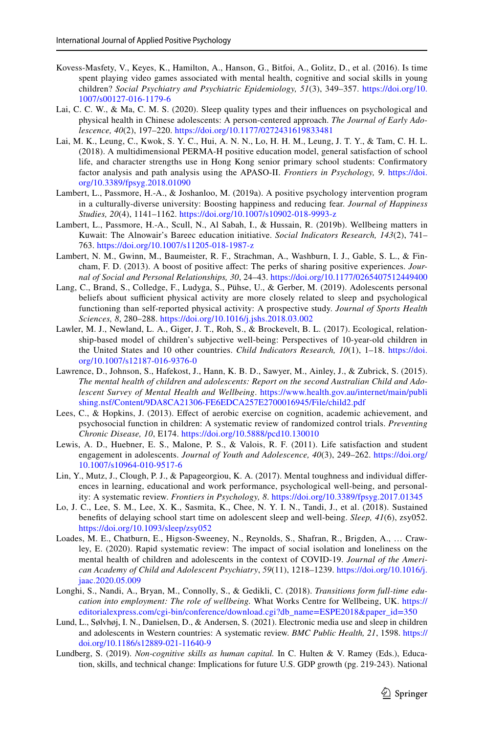Kovess-Masfety, V., Keyes, K., Hamilton, A., Hanson, G., Bitfoi, A., Golitz, D., et al. (2016). Is time spent playing video games associated with mental health, cognitive and social skills in young children? *Social Psychiatry and Psychiatric Epidemiology, 51*(3), 349–357. https://doi.org/10.1007/s00127-016-1179-6

Lai, C. C. W., & Ma, C. M. S. (2020). Sleep quality types and their influences on psychological and physical health in Chinese adolescents: A person-centered approach. *The Journal of Early Adolescence, 40*(2), 197–220. https://doi.org/10.1177/0272431619833481

Lai, M. K., Leung, C., Kwok, S. Y. C., Hui, A. N. N., Lo, H. H. M., Leung, J. T. Y., & Tam, C. H. L. (2018). A multidimensional PERMA-H positive education model, general satisfaction of school life, and character strengths use in Hong Kong senior primary school students: Confirmatory factor analysis and path analysis using the APASO-II. *Frontiers in Psychology, 9*. https://doi.org/10.3389/fpsyg.2018.01090

Lambert, L., Passmore, H.-A., & Joshanloo, M. (2019a). A positive psychology intervention program in a culturally-diverse university: Boosting happiness and reducing fear. *Journal of Happiness Studies, 20*(4), 1141–1162. https://doi.org/10.1007/s10902-018-9993-z

Lambert, L., Passmore, H.-A., Scull, N., Al Sabah, I., & Hussain, R. (2019b). Wellbeing matters in Kuwait: The Alnowair's Bareec education initiative. *Social Indicators Research, 143*(2), 741–763. https://doi.org/10.1007/s11205-018-1987-z

Lambert, N. M., Gwinn, M., Baumeister, R. F., Strachman, A., Washburn, I. J., Gable, S. L., & Fincham, F. D. (2013). A boost of positive affect: The perks of sharing positive experiences. *Journal of Social and Personal Relationships, 30*, 24–43. https://doi.org/10.1177/0265407512449400

Lang, C., Brand, S., Colledge, F., Ludyga, S., Pühse, U., & Gerber, M. (2019). Adolescents personal beliefs about sufficient physical activity are more closely related to sleep and psychological functioning than self-reported physical activity: A prospective study. *Journal of Sports Health Sciences, 8*, 280–288. https://doi.org/10.1016/j.jshs.2018.03.002

Lawler, M. J., Newland, L. A., Giger, J. T., Roh, S., & Brockevelt, B. L. (2017). Ecological, relationship-based model of children's subjective well-being: Perspectives of 10-year-old children in the United States and 10 other countries. *Child Indicators Research, 10*(1), 1–18. https://doi.org/10.1007/s12187-016-9376-0

Lawrence, D., Johnson, S., Hafekost, J., Hann, K. B. D., Sawyer, M., Ainley, J., & Zubrick, S. (2015). *The mental health of children and adolescents: Report on the second Australian Child and Adolescent Survey of Mental Health and Wellbeing*. https://www.health.gov.au/internet/main/publishing.nsf/Content/9DA8CA21306-FE6EDCA257E2700016945/File/child2.pdf

Lees, C., & Hopkins, J. (2013). Effect of aerobic exercise on cognition, academic achievement, and psychosocial function in children: A systematic review of randomized control trials. *Preventing Chronic Disease, 10*, E174. https://doi.org/10.5888/pcd10.130010

Lewis, A. D., Huebner, E. S., Malone, P. S., & Valois, R. F. (2011). Life satisfaction and student engagement in adolescents. *Journal of Youth and Adolescence, 40*(3), 249–262. https://doi.org/10.1007/s10964-010-9517-6

Lin, Y., Mutz, J., Clough, P. J., & Papageorgiou, K. A. (2017). Mental toughness and individual differences in learning, educational and work performance, psychological well-being, and personality: A systematic review. *Frontiers in Psychology, 8*. https://doi.org/10.3389/fpsyg.2017.01345

Lo, J. C., Lee, S. M., Lee, X. K., Sasmita, K., Chee, N. Y. I. N., Tandi, J., et al. (2018). Sustained benefits of delaying school start time on adolescent sleep and well-being. *Sleep, 41*(6), zsy052. https://doi.org/10.1093/sleep/zsy052

Loades, M. E., Chatburn, E., Higson-Sweeney, N., Reynolds, S., Shafran, R., Brigden, A., … Crawley, E. (2020). Rapid systematic review: The impact of social isolation and loneliness on the mental health of children and adolescents in the context of COVID-19. *Journal of the American Academy of Child and Adolescent Psychiatry*, *59*(11), 1218–1239. https://doi.org/10.1016/j.jaac.2020.05.009

Longhi, S., Nandi, A., Bryan, M., Connolly, S., & Gedikli, C. (2018). *Transitions form full-time education into employment: The role of wellbeing.* What Works Centre for Wellbeing, UK. https://editorialexpress.com/cgi-bin/conference/download.cgi?db_name=ESPE2018&paper_id=350

Lund, L., Sølvhøj, I. N., Danielsen, D., & Andersen, S. (2021). Electronic media use and sleep in children and adolescents in Western countries: A systematic review. *BMC Public Health, 21*, 1598. https://doi.org/10.1186/s12889-021-11640-9

Lundberg, S. (2019). *Non-cognitive skills as human capital.* In C. Hulten & V. Ramey (Eds.), Education, skills, and technical change: Implications for future U.S. GDP growth (pg. 219-243). National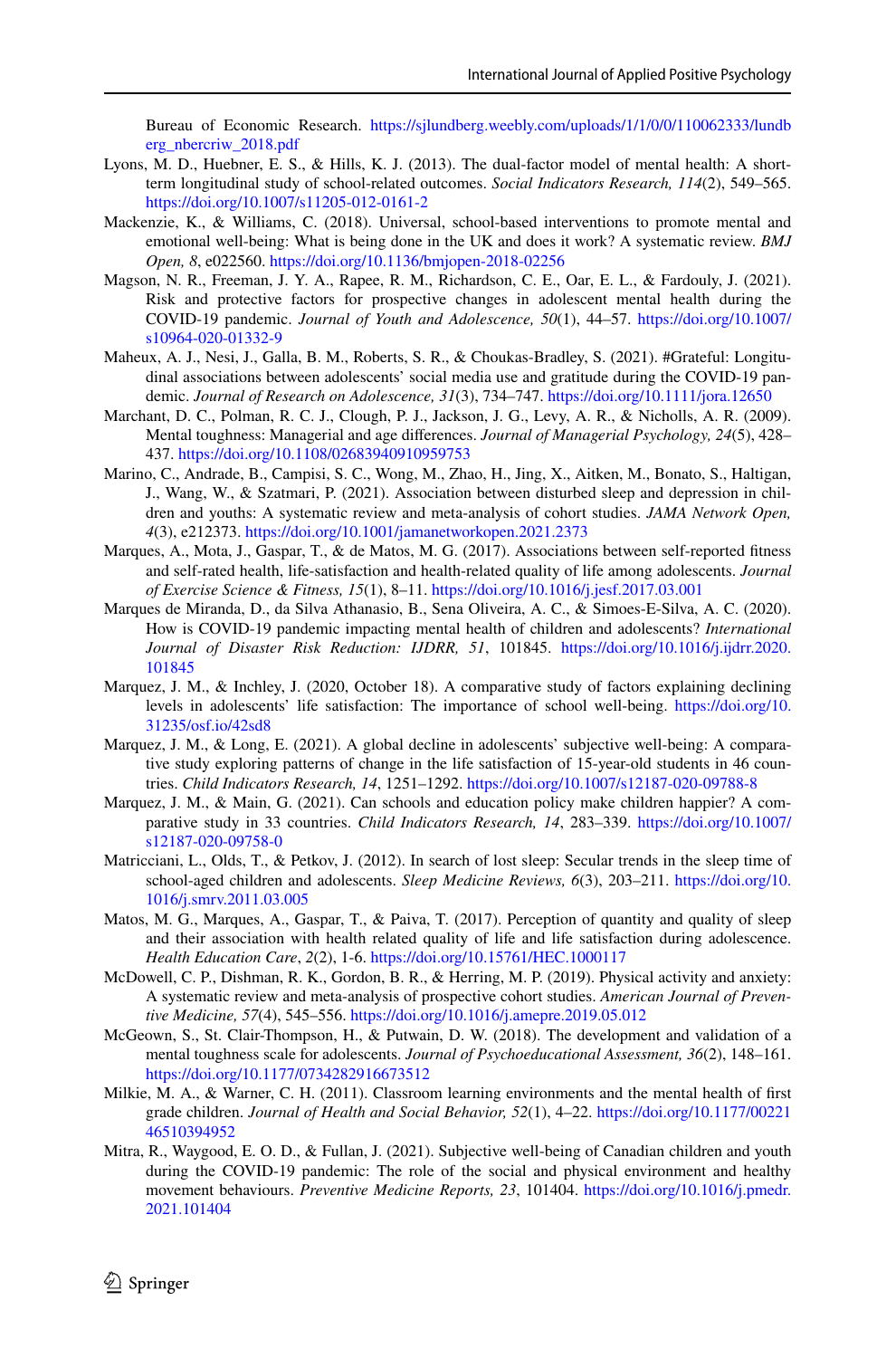Bureau of Economic Research. https://sjlundberg.weebly.com/uploads/1/1/0/0/110062333/lundberg_nbercriw_2018.pdf

Lyons, M. D., Huebner, E. S., & Hills, K. J. (2013). The dual-factor model of mental health: A short-term longitudinal study of school-related outcomes. *Social Indicators Research, 114*(2), 549–565. https://doi.org/10.1007/s11205-012-0161-2

Mackenzie, K., & Williams, C. (2018). Universal, school-based interventions to promote mental and emotional well-being: What is being done in the UK and does it work? A systematic review. *BMJ Open, 8*, e022560. https://doi.org/10.1136/bmjopen-2018-02256

Magson, N. R., Freeman, J. Y. A., Rapee, R. M., Richardson, C. E., Oar, E. L., & Fardouly, J. (2021). Risk and protective factors for prospective changes in adolescent mental health during the COVID-19 pandemic. *Journal of Youth and Adolescence, 50*(1), 44–57. https://doi.org/10.1007/s10964-020-01332-9

Maheux, A. J., Nesi, J., Galla, B. M., Roberts, S. R., & Choukas-Bradley, S. (2021). #Grateful: Longitudinal associations between adolescents' social media use and gratitude during the COVID-19 pandemic. *Journal of Research on Adolescence, 31*(3), 734–747. https://doi.org/10.1111/jora.12650

Marchant, D. C., Polman, R. C. J., Clough, P. J., Jackson, J. G., Levy, A. R., & Nicholls, A. R. (2009). Mental toughness: Managerial and age differences. *Journal of Managerial Psychology, 24*(5), 428–437. https://doi.org/10.1108/02683940910959753

Marino, C., Andrade, B., Campisi, S. C., Wong, M., Zhao, H., Jing, X., Aitken, M., Bonato, S., Haltigan, J., Wang, W., & Szatmari, P. (2021). Association between disturbed sleep and depression in children and youths: A systematic review and meta-analysis of cohort studies. *JAMA Network Open, 4*(3), e212373. https://doi.org/10.1001/jamanetworkopen.2021.2373

Marques, A., Mota, J., Gaspar, T., & de Matos, M. G. (2017). Associations between self-reported fitness and self-rated health, life-satisfaction and health-related quality of life among adolescents. *Journal of Exercise Science & Fitness, 15*(1), 8–11. https://doi.org/10.1016/j.jesf.2017.03.001

Marques de Miranda, D., da Silva Athanasio, B., Sena Oliveira, A. C., & Simoes-E-Silva, A. C. (2020). How is COVID-19 pandemic impacting mental health of children and adolescents? *International Journal of Disaster Risk Reduction: IJDRR, 51*, 101845. https://doi.org/10.1016/j.ijdrr.2020.101845

Marquez, J. M., & Inchley, J. (2020, October 18). A comparative study of factors explaining declining levels in adolescents' life satisfaction: The importance of school well-being. https://doi.org/10.31235/osf.io/42sd8

Marquez, J. M., & Long, E. (2021). A global decline in adolescents' subjective well-being: A comparative study exploring patterns of change in the life satisfaction of 15-year-old students in 46 countries. *Child Indicators Research, 14*, 1251–1292. https://doi.org/10.1007/s12187-020-09788-8

Marquez, J. M., & Main, G. (2021). Can schools and education policy make children happier? A comparative study in 33 countries. *Child Indicators Research, 14*, 283–339. https://doi.org/10.1007/s12187-020-09758-0

Matricciani, L., Olds, T., & Petkov, J. (2012). In search of lost sleep: Secular trends in the sleep time of school-aged children and adolescents. *Sleep Medicine Reviews, 6*(3), 203–211. https://doi.org/10.1016/j.smrv.2011.03.005

Matos, M. G., Marques, A., Gaspar, T., & Paiva, T. (2017). Perception of quantity and quality of sleep and their association with health related quality of life and life satisfaction during adolescence. *Health Education Care*, *2*(2), 1-6. https://doi.org/10.15761/HEC.1000117

McDowell, C. P., Dishman, R. K., Gordon, B. R., & Herring, M. P. (2019). Physical activity and anxiety: A systematic review and meta-analysis of prospective cohort studies. *American Journal of Preventive Medicine, 57*(4), 545–556. https://doi.org/10.1016/j.amepre.2019.05.012

McGeown, S., St. Clair-Thompson, H., & Putwain, D. W. (2018). The development and validation of a mental toughness scale for adolescents. *Journal of Psychoeducational Assessment, 36*(2), 148–161. https://doi.org/10.1177/0734282916673512

Milkie, M. A., & Warner, C. H. (2011). Classroom learning environments and the mental health of first grade children. *Journal of Health and Social Behavior, 52*(1), 4–22. https://doi.org/10.1177/0022146510394952

Mitra, R., Waygood, E. O. D., & Fullan, J. (2021). Subjective well-being of Canadian children and youth during the COVID-19 pandemic: The role of the social and physical environment and healthy movement behaviours. *Preventive Medicine Reports, 23*, 101404. https://doi.org/10.1016/j.pmedr.2021.101404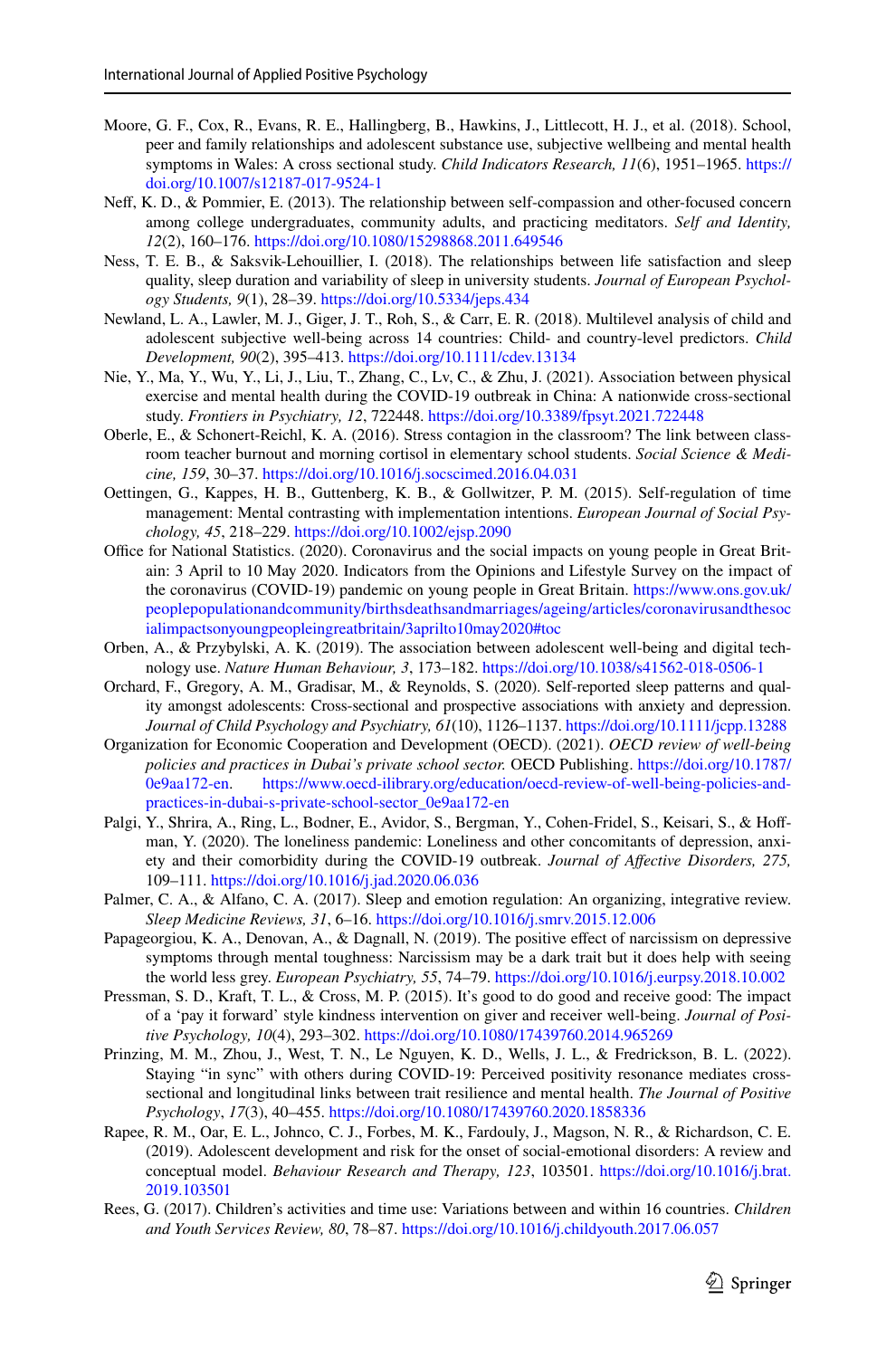Moore, G. F., Cox, R., Evans, R. E., Hallingberg, B., Hawkins, J., Littlecott, H. J., et al. (2018). School, peer and family relationships and adolescent substance use, subjective wellbeing and mental health symptoms in Wales: A cross sectional study. *Child Indicators Research, 11*(6), 1951–1965. https://doi.org/10.1007/s12187-017-9524-1

Neff, K. D., & Pommier, E. (2013). The relationship between self-compassion and other-focused concern among college undergraduates, community adults, and practicing meditators. *Self and Identity, 12*(2), 160–176. https://doi.org/10.1080/15298868.2011.649546

Ness, T. E. B., & Saksvik-Lehouillier, I. (2018). The relationships between life satisfaction and sleep quality, sleep duration and variability of sleep in university students. *Journal of European Psychology Students, 9*(1), 28–39. https://doi.org/10.5334/jeps.434

Newland, L. A., Lawler, M. J., Giger, J. T., Roh, S., & Carr, E. R. (2018). Multilevel analysis of child and adolescent subjective well-being across 14 countries: Child- and country-level predictors. *Child Development, 90*(2), 395–413. https://doi.org/10.1111/cdev.13134

Nie, Y., Ma, Y., Wu, Y., Li, J., Liu, T., Zhang, C., Lv, C., & Zhu, J. (2021). Association between physical exercise and mental health during the COVID-19 outbreak in China: A nationwide cross-sectional study. *Frontiers in Psychiatry, 12*, 722448. https://doi.org/10.3389/fpsyt.2021.722448

Oberle, E., & Schonert-Reichl, K. A. (2016). Stress contagion in the classroom? The link between classroom teacher burnout and morning cortisol in elementary school students. *Social Science & Medicine, 159*, 30–37. https://doi.org/10.1016/j.socscimed.2016.04.031

Oettingen, G., Kappes, H. B., Guttenberg, K. B., & Gollwitzer, P. M. (2015). Self-regulation of time management: Mental contrasting with implementation intentions. *European Journal of Social Psychology, 45*, 218–229. https://doi.org/10.1002/ejsp.2090

Office for National Statistics. (2020). Coronavirus and the social impacts on young people in Great Britain: 3 April to 10 May 2020. Indicators from the Opinions and Lifestyle Survey on the impact of the coronavirus (COVID-19) pandemic on young people in Great Britain. https://www.ons.gov.uk/peoplepopulationandcommunity/birthsdeathsandmarriages/ageing/articles/coronavirusandthesocialimpactsonyoungpeopleingreatbritain/3aprilto10may2020#toc

Orben, A., & Przybylski, A. K. (2019). The association between adolescent well-being and digital technology use. *Nature Human Behaviour, 3*, 173–182. https://doi.org/10.1038/s41562-018-0506-1

Orchard, F., Gregory, A. M., Gradisar, M., & Reynolds, S. (2020). Self-reported sleep patterns and quality amongst adolescents: Cross-sectional and prospective associations with anxiety and depression. *Journal of Child Psychology and Psychiatry, 61*(10), 1126–1137. https://doi.org/10.1111/jcpp.13288

Organization for Economic Cooperation and Development (OECD). (2021). *OECD review of well-being policies and practices in Dubai's private school sector.* OECD Publishing. https://doi.org/10.1787/0e9aa172-en. https://www.oecd-ilibrary.org/education/oecd-review-of-well-being-policies-and-practices-in-dubai-s-private-school-sector_0e9aa172-en

Palgi, Y., Shrira, A., Ring, L., Bodner, E., Avidor, S., Bergman, Y., Cohen-Fridel, S., Keisari, S., & Hoffman, Y. (2020). The loneliness pandemic: Loneliness and other concomitants of depression, anxiety and their comorbidity during the COVID-19 outbreak. *Journal of Affective Disorders, 275,* 109–111. https://doi.org/10.1016/j.jad.2020.06.036

Palmer, C. A., & Alfano, C. A. (2017). Sleep and emotion regulation: An organizing, integrative review. *Sleep Medicine Reviews, 31*, 6–16. https://doi.org/10.1016/j.smrv.2015.12.006

Papageorgiou, K. A., Denovan, A., & Dagnall, N. (2019). The positive effect of narcissism on depressive symptoms through mental toughness: Narcissism may be a dark trait but it does help with seeing the world less grey. *European Psychiatry, 55*, 74–79. https://doi.org/10.1016/j.eurpsy.2018.10.002

Pressman, S. D., Kraft, T. L., & Cross, M. P. (2015). It's good to do good and receive good: The impact of a 'pay it forward' style kindness intervention on giver and receiver well-being. *Journal of Positive Psychology, 10*(4), 293–302. https://doi.org/10.1080/17439760.2014.965269

Prinzing, M. M., Zhou, J., West, T. N., Le Nguyen, K. D., Wells, J. L., & Fredrickson, B. L. (2022). Staying "in sync" with others during COVID-19: Perceived positivity resonance mediates cross-sectional and longitudinal links between trait resilience and mental health. *The Journal of Positive Psychology*, *17*(3), 40–455. https://doi.org/10.1080/17439760.2020.1858336

Rapee, R. M., Oar, E. L., Johnco, C. J., Forbes, M. K., Fardouly, J., Magson, N. R., & Richardson, C. E. (2019). Adolescent development and risk for the onset of social-emotional disorders: A review and conceptual model. *Behaviour Research and Therapy, 123*, 103501. https://doi.org/10.1016/j.brat.2019.103501

Rees, G. (2017). Children's activities and time use: Variations between and within 16 countries. *Children and Youth Services Review, 80*, 78–87. https://doi.org/10.1016/j.childyouth.2017.06.057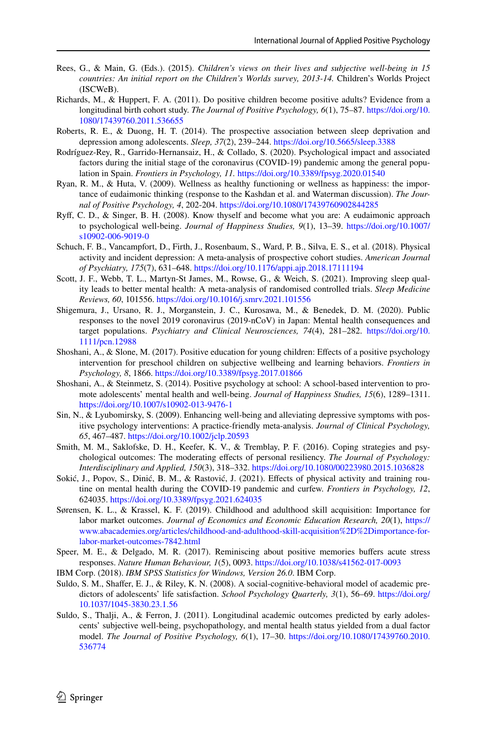Rees, G., & Main, G. (Eds.). (2015). *Children's views on their lives and subjective well-being in 15 countries: An initial report on the Children's Worlds survey, 2013-14.* Children's Worlds Project (ISCWeB).

Richards, M., & Huppert, F. A. (2011). Do positive children become positive adults? Evidence from a longitudinal birth cohort study. *The Journal of Positive Psychology, 6*(1), 75–87. https://doi.org/10.1080/17439760.2011.536655

Roberts, R. E., & Duong, H. T. (2014). The prospective association between sleep deprivation and depression among adolescents. *Sleep, 37*(2), 239–244. https://doi.org/10.5665/sleep.3388

Rodríguez-Rey, R., Garrido-Hernansaiz, H., & Collado, S. (2020). Psychological impact and associated factors during the initial stage of the coronavirus (COVID-19) pandemic among the general population in Spain. *Frontiers in Psychology, 11.* https://doi.org/10.3389/fpsyg.2020.01540

Ryan, R. M., & Huta, V. (2009). Wellness as healthy functioning or wellness as happiness: the importance of eudaimonic thinking (response to the Kashdan et al. and Waterman discussion). *The Journal of Positive Psychology, 4*, 202-204. https://doi.org/10.1080/17439760902844285

Ryff, C. D., & Singer, B. H. (2008). Know thyself and become what you are: A eudaimonic approach to psychological well-being. *Journal of Happiness Studies, 9*(1), 13–39. https://doi.org/10.1007/s10902-006-9019-0

Schuch, F. B., Vancampfort, D., Firth, J., Rosenbaum, S., Ward, P. B., Silva, E. S., et al. (2018). Physical activity and incident depression: A meta-analysis of prospective cohort studies. *American Journal of Psychiatry, 175*(7), 631–648. https://doi.org/10.1176/appi.ajp.2018.17111194

Scott, J. F., Webb, T. L., Martyn-St James, M., Rowse, G., & Weich, S. (2021). Improving sleep quality leads to better mental health: A meta-analysis of randomised controlled trials. *Sleep Medicine Reviews, 60*, 101556. https://doi.org/10.1016/j.smrv.2021.101556

Shigemura, J., Ursano, R. J., Morganstein, J. C., Kurosawa, M., & Benedek, D. M. (2020). Public responses to the novel 2019 coronavirus (2019-nCoV) in Japan: Mental health consequences and target populations. *Psychiatry and Clinical Neurosciences, 74*(4), 281–282. https://doi.org/10.1111/pcn.12988

Shoshani, A., & Slone, M. (2017). Positive education for young children: Effects of a positive psychology intervention for preschool children on subjective wellbeing and learning behaviors. *Frontiers in Psychology, 8*, 1866. https://doi.org/10.3389/fpsyg.2017.01866

Shoshani, A., & Steinmetz, S. (2014). Positive psychology at school: A school-based intervention to promote adolescents' mental health and well-being. *Journal of Happiness Studies, 15*(6), 1289–1311. https://doi.org/10.1007/s10902-013-9476-1

Sin, N., & Lyubomirsky, S. (2009). Enhancing well-being and alleviating depressive symptoms with positive psychology interventions: A practice-friendly meta-analysis. *Journal of Clinical Psychology, 65*, 467–487. https://doi.org/10.1002/jclp.20593

Smith, M. M., Saklofske, D. H., Keefer, K. V., & Tremblay, P. F. (2016). Coping strategies and psychological outcomes: The moderating effects of personal resiliency. *The Journal of Psychology: Interdisciplinary and Applied, 150*(3), 318–332. https://doi.org/10.1080/00223980.2015.1036828

Sokić, J., Popov, S., Dinić, B. M., & Rastović, J. (2021). Effects of physical activity and training routine on mental health during the COVID-19 pandemic and curfew. *Frontiers in Psychology, 12*, 624035. https://doi.org/10.3389/fpsyg.2021.624035

Sørensen, K. L., & Krassel, K. F. (2019). Childhood and adulthood skill acquisition: Importance for labor market outcomes. *Journal of Economics and Economic Education Research, 20*(1), https://www.abacademies.org/articles/childhood-and-adulthood-skill-acquisition%2D%2Dimportance-for-labor-market-outcomes-7842.html

Speer, M. E., & Delgado, M. R. (2017). Reminiscing about positive memories buffers acute stress responses. *Nature Human Behaviour, 1*(5), 0093. https://doi.org/10.1038/s41562-017-0093

IBM Corp. (2018). *IBM SPSS Statistics for Windows, Version 26.0*. IBM Corp.

Suldo, S. M., Shaffer, E. J., & Riley, K. N. (2008). A social-cognitive-behavioral model of academic predictors of adolescents' life satisfaction. *School Psychology Quarterly, 3*(1), 56–69. https://doi.org/10.1037/1045-3830.23.1.56

Suldo, S., Thalji, A., & Ferron, J. (2011). Longitudinal academic outcomes predicted by early adolescents' subjective well-being, psychopathology, and mental health status yielded from a dual factor model. *The Journal of Positive Psychology, 6*(1), 17–30. https://doi.org/10.1080/17439760.2010.536774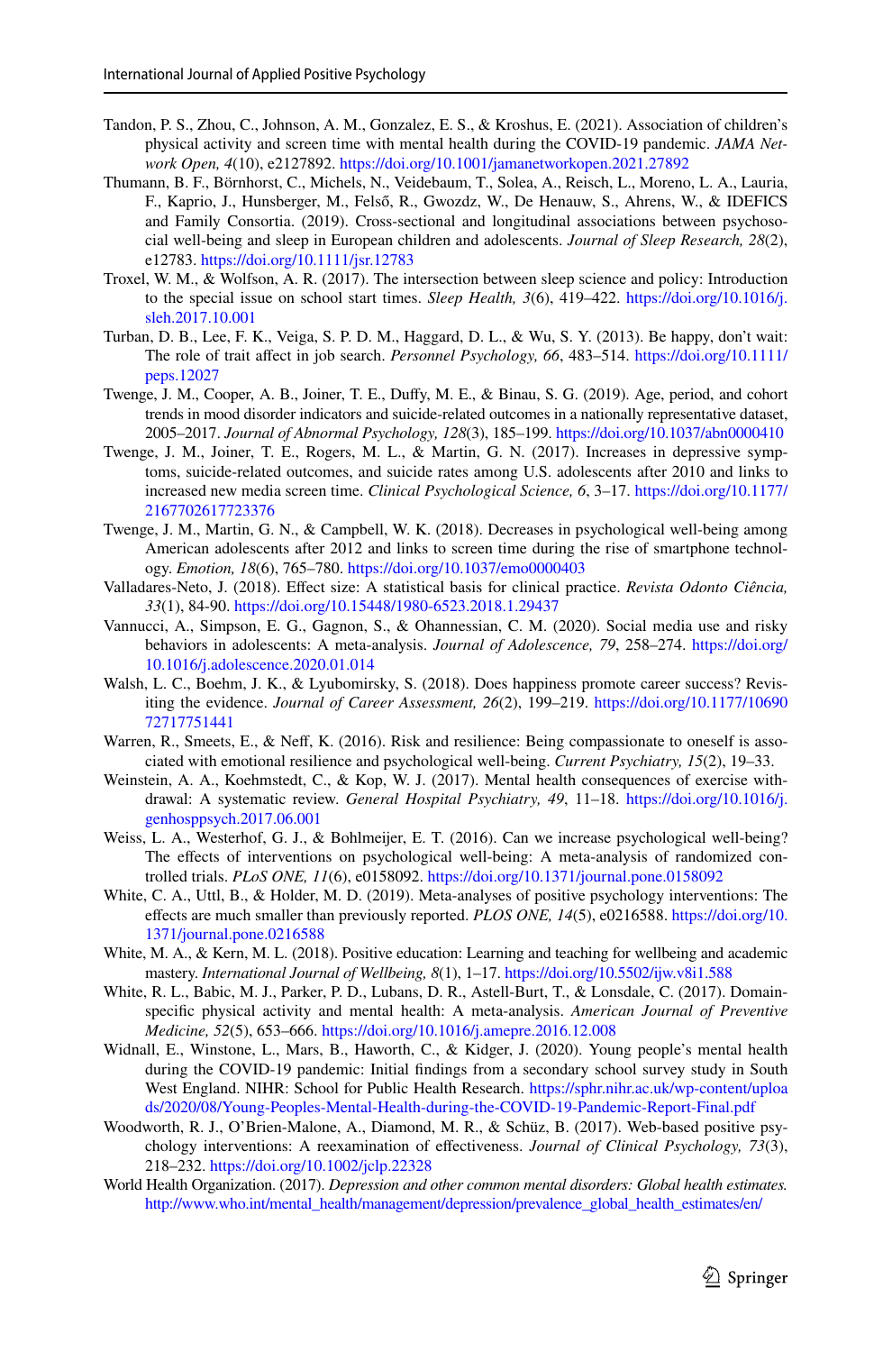Tandon, P. S., Zhou, C., Johnson, A. M., Gonzalez, E. S., & Kroshus, E. (2021). Association of children's physical activity and screen time with mental health during the COVID-19 pandemic. *JAMA Network Open, 4*(10), e2127892. https://doi.org/10.1001/jamanetworkopen.2021.27892

Thumann, B. F., Börnhorst, C., Michels, N., Veidebaum, T., Solea, A., Reisch, L., Moreno, L. A., Lauria, F., Kaprio, J., Hunsberger, M., Felső, R., Gwozdz, W., De Henauw, S., Ahrens, W., & IDEFICS and Family Consortia. (2019). Cross-sectional and longitudinal associations between psychosocial well-being and sleep in European children and adolescents. *Journal of Sleep Research, 28*(2), e12783. https://doi.org/10.1111/jsr.12783

Troxel, W. M., & Wolfson, A. R. (2017). The intersection between sleep science and policy: Introduction to the special issue on school start times. *Sleep Health, 3*(6), 419–422. https://doi.org/10.1016/j.sleh.2017.10.001

Turban, D. B., Lee, F. K., Veiga, S. P. D. M., Haggard, D. L., & Wu, S. Y. (2013). Be happy, don't wait: The role of trait affect in job search. *Personnel Psychology, 66*, 483–514. https://doi.org/10.1111/peps.12027

Twenge, J. M., Cooper, A. B., Joiner, T. E., Duffy, M. E., & Binau, S. G. (2019). Age, period, and cohort trends in mood disorder indicators and suicide-related outcomes in a nationally representative dataset, 2005–2017. *Journal of Abnormal Psychology, 128*(3), 185–199. https://doi.org/10.1037/abn0000410

Twenge, J. M., Joiner, T. E., Rogers, M. L., & Martin, G. N. (2017). Increases in depressive symptoms, suicide-related outcomes, and suicide rates among U.S. adolescents after 2010 and links to increased new media screen time. *Clinical Psychological Science, 6*, 3–17. https://doi.org/10.1177/2167702617723376

Twenge, J. M., Martin, G. N., & Campbell, W. K. (2018). Decreases in psychological well-being among American adolescents after 2012 and links to screen time during the rise of smartphone technology. *Emotion, 18*(6), 765–780. https://doi.org/10.1037/emo0000403

Valladares-Neto, J. (2018). Effect size: A statistical basis for clinical practice. *Revista Odonto Ciência, 33*(1), 84-90. https://doi.org/10.15448/1980-6523.2018.1.29437

Vannucci, A., Simpson, E. G., Gagnon, S., & Ohannessian, C. M. (2020). Social media use and risky behaviors in adolescents: A meta-analysis. *Journal of Adolescence, 79*, 258–274. https://doi.org/10.1016/j.adolescence.2020.01.014

Walsh, L. C., Boehm, J. K., & Lyubomirsky, S. (2018). Does happiness promote career success? Revisiting the evidence. *Journal of Career Assessment, 26*(2), 199–219. https://doi.org/10.1177/1069072717751441

Warren, R., Smeets, E., & Neff, K. (2016). Risk and resilience: Being compassionate to oneself is associated with emotional resilience and psychological well-being. *Current Psychiatry, 15*(2), 19–33.

Weinstein, A. A., Koehmstedt, C., & Kop, W. J. (2017). Mental health consequences of exercise withdrawal: A systematic review. *General Hospital Psychiatry, 49*, 11–18. https://doi.org/10.1016/j.genhosppsych.2017.06.001

Weiss, L. A., Westerhof, G. J., & Bohlmeijer, E. T. (2016). Can we increase psychological well-being? The effects of interventions on psychological well-being: A meta-analysis of randomized controlled trials. *PLoS ONE, 11*(6), e0158092. https://doi.org/10.1371/journal.pone.0158092

White, C. A., Uttl, B., & Holder, M. D. (2019). Meta-analyses of positive psychology interventions: The effects are much smaller than previously reported. *PLOS ONE, 14*(5), e0216588. https://doi.org/10.1371/journal.pone.0216588

White, M. A., & Kern, M. L. (2018). Positive education: Learning and teaching for wellbeing and academic mastery. *International Journal of Wellbeing, 8*(1), 1–17. https://doi.org/10.5502/ijw.v8i1.588

White, R. L., Babic, M. J., Parker, P. D., Lubans, D. R., Astell-Burt, T., & Lonsdale, C. (2017). Domain-specific physical activity and mental health: A meta-analysis. *American Journal of Preventive Medicine, 52*(5), 653–666. https://doi.org/10.1016/j.amepre.2016.12.008

Widnall, E., Winstone, L., Mars, B., Haworth, C., & Kidger, J. (2020). Young people's mental health during the COVID-19 pandemic: Initial findings from a secondary school survey study in South West England. NIHR: School for Public Health Research. https://sphr.nihr.ac.uk/wp-content/uploads/2020/08/Young-Peoples-Mental-Health-during-the-COVID-19-Pandemic-Report-Final.pdf

Woodworth, R. J., O'Brien-Malone, A., Diamond, M. R., & Schüz, B. (2017). Web-based positive psychology interventions: A reexamination of effectiveness. *Journal of Clinical Psychology, 73*(3), 218–232. https://doi.org/10.1002/jclp.22328

World Health Organization. (2017). *Depression and other common mental disorders: Global health estimates.* http://www.who.int/mental_health/management/depression/prevalence_global_health_estimates/en/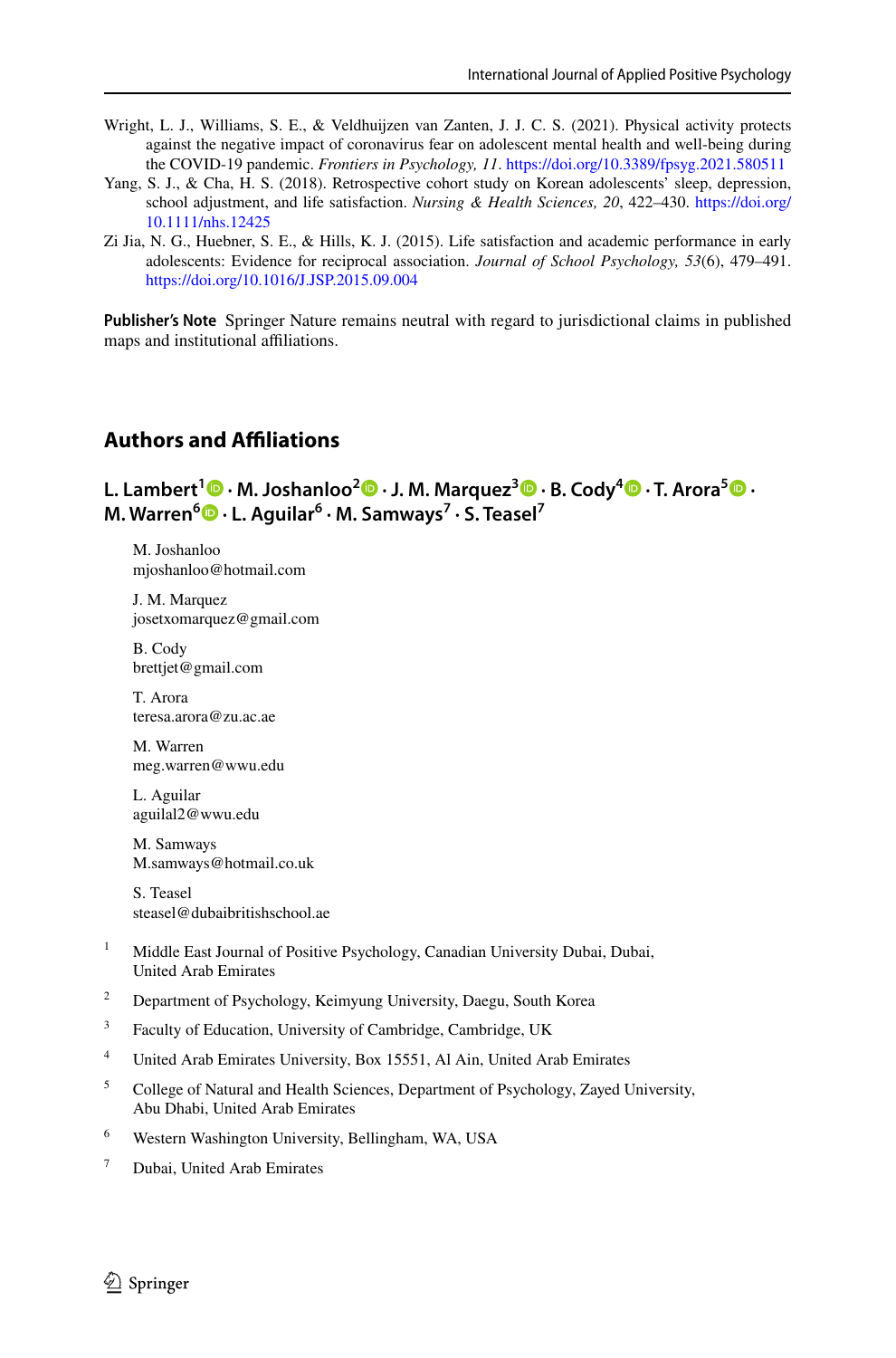Wright, L. J., Williams, S. E., & Veldhuijzen van Zanten, J. J. C. S. (2021). Physical activity protects against the negative impact of coronavirus fear on adolescent mental health and well-being during the COVID-19 pandemic. *Frontiers in Psychology, 11*. https://doi.org/10.3389/fpsyg.2021.580511

Yang, S. J., & Cha, H. S. (2018). Retrospective cohort study on Korean adolescents' sleep, depression, school adjustment, and life satisfaction. *Nursing & Health Sciences, 20*, 422–430. https://doi.org/10.1111/nhs.12425

Zi Jia, N. G., Huebner, S. E., & Hills, K. J. (2015). Life satisfaction and academic performance in early adolescents: Evidence for reciprocal association. *Journal of School Psychology, 53*(6), 479–491. https://doi.org/10.1016/J.JSP.2015.09.004

**Publisher's Note** Springer Nature remains neutral with regard to jurisdictional claims in published maps and institutional affiliations.

## Authors and Affiliations

**L. Lambert[1] · M. Joshanloo[2] · J. M. Marquez[3] · B. Cody[4] · T. Arora[5] · M. Warren[6] · L. Aguilar[6] · M. Samways[7] · S. Teasel[7]**

M. Joshanloo
mjoshanloo@hotmail.com

J. M. Marquez
josetxomarquez@gmail.com

B. Cody
brettjet@gmail.com

T. Arora
teresa.arora@zu.ac.ae

M. Warren
meg.warren@wwu.edu

L. Aguilar
aguilal2@wwu.edu

M. Samways
M.samways@hotmail.co.uk

S. Teasel
steasel@dubaibritishschool.ae

[1] Middle East Journal of Positive Psychology, Canadian University Dubai, Dubai, United Arab Emirates

[2] Department of Psychology, Keimyung University, Daegu, South Korea

[3] Faculty of Education, University of Cambridge, Cambridge, UK

[4] United Arab Emirates University, Box 15551, Al Ain, United Arab Emirates

[5] College of Natural and Health Sciences, Department of Psychology, Zayed University, Abu Dhabi, United Arab Emirates

[6] Western Washington University, Bellingham, WA, USA

[7] Dubai, United Arab Emirates